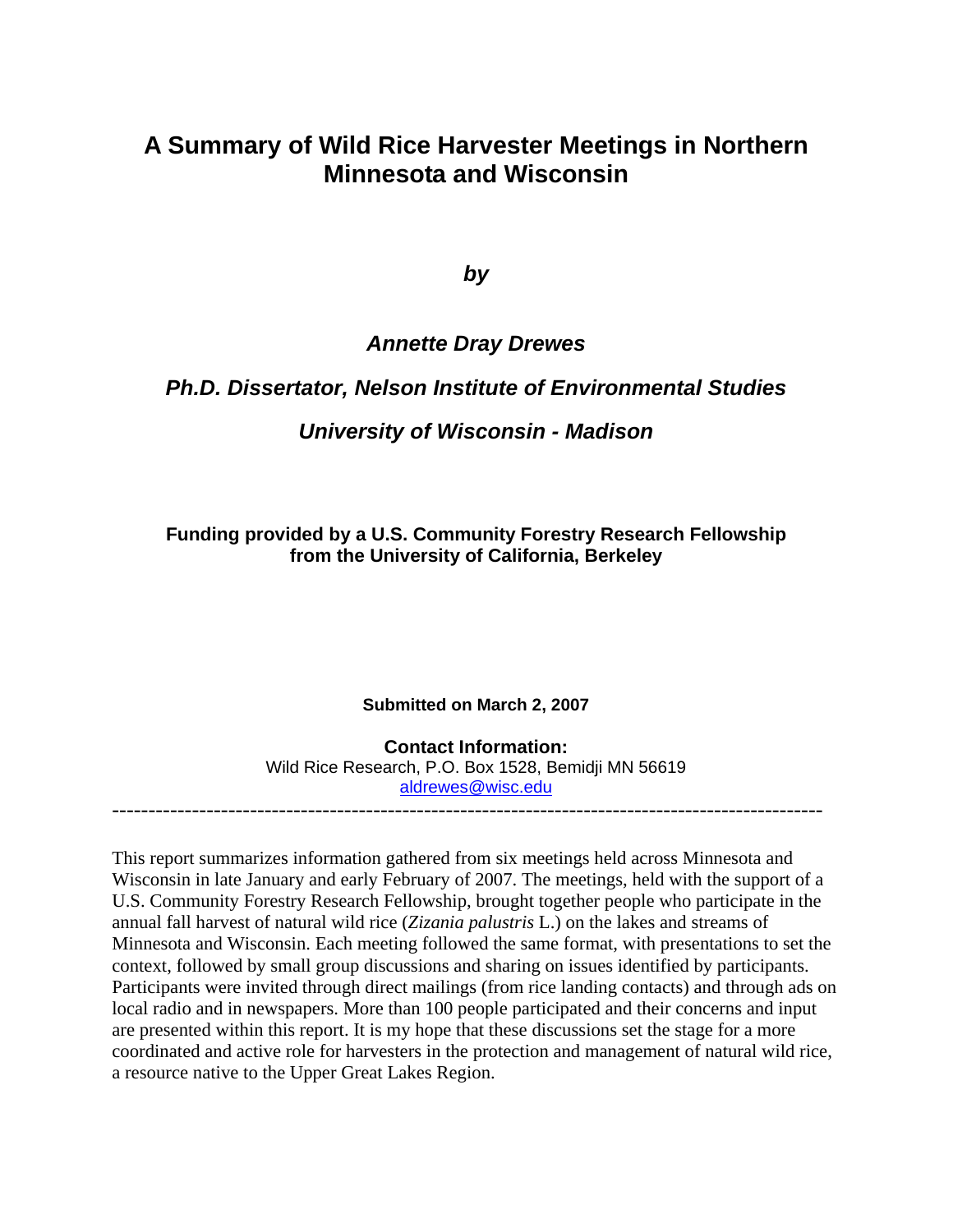# A Summary of Wild Rice Harvester Meetings in Northern Minnesota and Wisconsin

***by***

***Annette Dray Drewes***

***Ph.D. Dissertator, Nelson Institute of Environmental Studies***

***University of Wisconsin - Madison***

**Funding provided by a U.S. Community Forestry Research Fellowship from the University of California, Berkeley**

**Submitted on March 2, 2007**

**Contact Information:**
Wild Rice Research, P.O. Box 1528, Bemidji MN 56619
aldrewes@wisc.edu

---

This report summarizes information gathered from six meetings held across Minnesota and Wisconsin in late January and early February of 2007. The meetings, held with the support of a U.S. Community Forestry Research Fellowship, brought together people who participate in the annual fall harvest of natural wild rice (*Zizania palustris* L.) on the lakes and streams of Minnesota and Wisconsin. Each meeting followed the same format, with presentations to set the context, followed by small group discussions and sharing on issues identified by participants. Participants were invited through direct mailings (from rice landing contacts) and through ads on local radio and in newspapers. More than 100 people participated and their concerns and input are presented within this report. It is my hope that these discussions set the stage for a more coordinated and active role for harvesters in the protection and management of natural wild rice, a resource native to the Upper Great Lakes Region.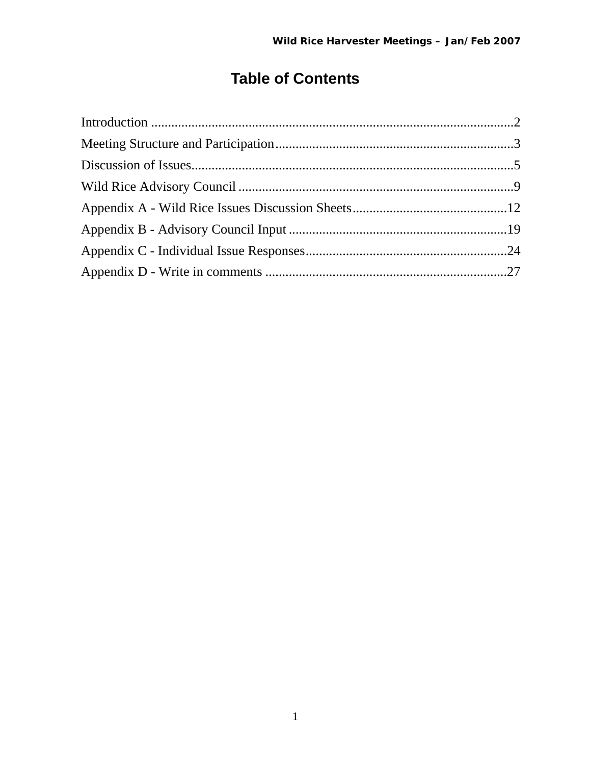# Table of Contents

Introduction ..........................................................................................................2
Meeting Structure and Participation......................................................................3
Discussion of Issues...............................................................................................5
Wild Rice Advisory Council .................................................................................9
Appendix A - Wild Rice Issues Discussion Sheets..............................................12
Appendix B - Advisory Council Input .................................................................19
Appendix C - Individual Issue Responses............................................................24
Appendix D - Write in comments .......................................................................27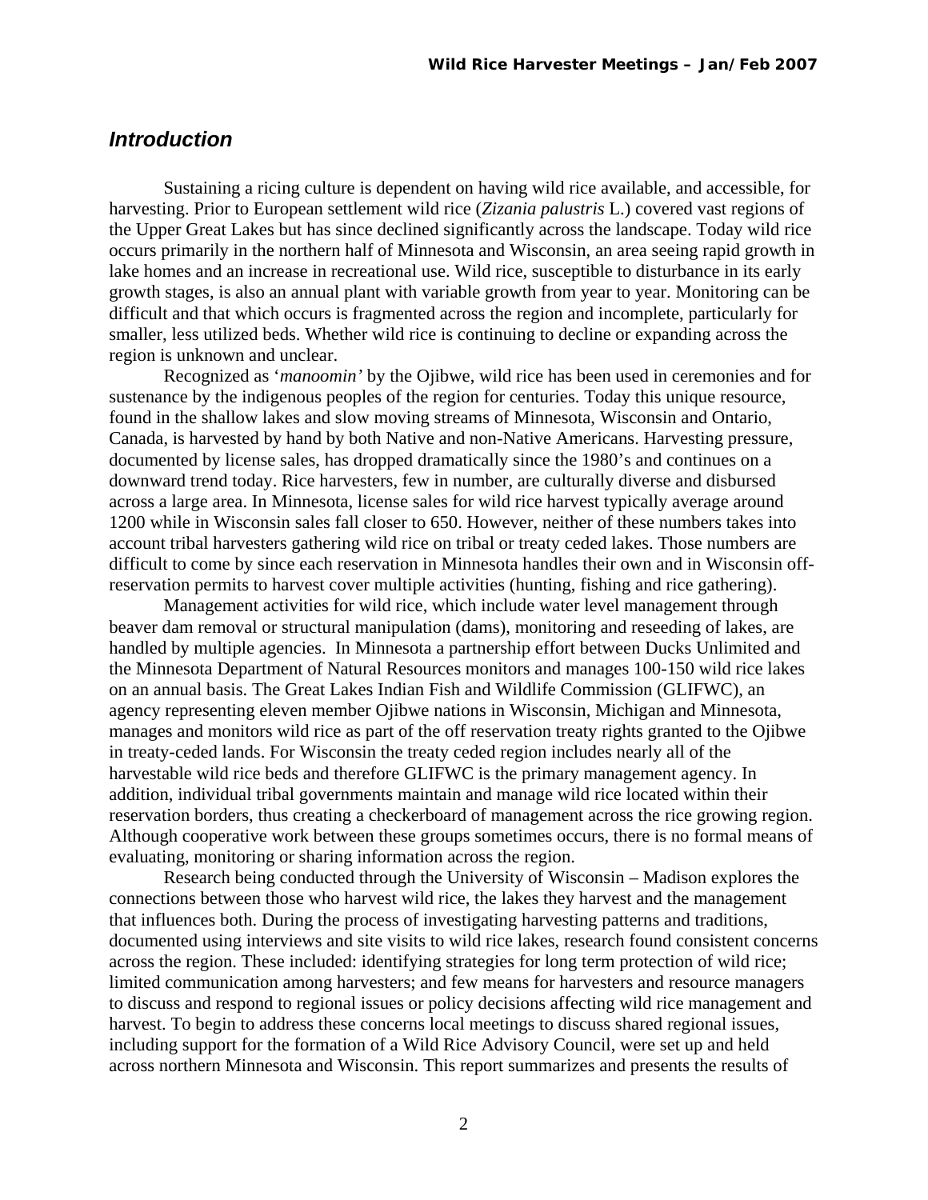## *Introduction*

Sustaining a ricing culture is dependent on having wild rice available, and accessible, for harvesting. Prior to European settlement wild rice (*Zizania palustris* L.) covered vast regions of the Upper Great Lakes but has since declined significantly across the landscape. Today wild rice occurs primarily in the northern half of Minnesota and Wisconsin, an area seeing rapid growth in lake homes and an increase in recreational use. Wild rice, susceptible to disturbance in its early growth stages, is also an annual plant with variable growth from year to year. Monitoring can be difficult and that which occurs is fragmented across the region and incomplete, particularly for smaller, less utilized beds. Whether wild rice is continuing to decline or expanding across the region is unknown and unclear.

Recognized as '*manoomin'* by the Ojibwe, wild rice has been used in ceremonies and for sustenance by the indigenous peoples of the region for centuries. Today this unique resource, found in the shallow lakes and slow moving streams of Minnesota, Wisconsin and Ontario, Canada, is harvested by hand by both Native and non-Native Americans. Harvesting pressure, documented by license sales, has dropped dramatically since the 1980's and continues on a downward trend today. Rice harvesters, few in number, are culturally diverse and disbursed across a large area. In Minnesota, license sales for wild rice harvest typically average around 1200 while in Wisconsin sales fall closer to 650. However, neither of these numbers takes into account tribal harvesters gathering wild rice on tribal or treaty ceded lakes. Those numbers are difficult to come by since each reservation in Minnesota handles their own and in Wisconsin off-reservation permits to harvest cover multiple activities (hunting, fishing and rice gathering).

Management activities for wild rice, which include water level management through beaver dam removal or structural manipulation (dams), monitoring and reseeding of lakes, are handled by multiple agencies. In Minnesota a partnership effort between Ducks Unlimited and the Minnesota Department of Natural Resources monitors and manages 100-150 wild rice lakes on an annual basis. The Great Lakes Indian Fish and Wildlife Commission (GLIFWC), an agency representing eleven member Ojibwe nations in Wisconsin, Michigan and Minnesota, manages and monitors wild rice as part of the off reservation treaty rights granted to the Ojibwe in treaty-ceded lands. For Wisconsin the treaty ceded region includes nearly all of the harvestable wild rice beds and therefore GLIFWC is the primary management agency. In addition, individual tribal governments maintain and manage wild rice located within their reservation borders, thus creating a checkerboard of management across the rice growing region. Although cooperative work between these groups sometimes occurs, there is no formal means of evaluating, monitoring or sharing information across the region.

Research being conducted through the University of Wisconsin – Madison explores the connections between those who harvest wild rice, the lakes they harvest and the management that influences both. During the process of investigating harvesting patterns and traditions, documented using interviews and site visits to wild rice lakes, research found consistent concerns across the region. These included: identifying strategies for long term protection of wild rice; limited communication among harvesters; and few means for harvesters and resource managers to discuss and respond to regional issues or policy decisions affecting wild rice management and harvest. To begin to address these concerns local meetings to discuss shared regional issues, including support for the formation of a Wild Rice Advisory Council, were set up and held across northern Minnesota and Wisconsin. This report summarizes and presents the results of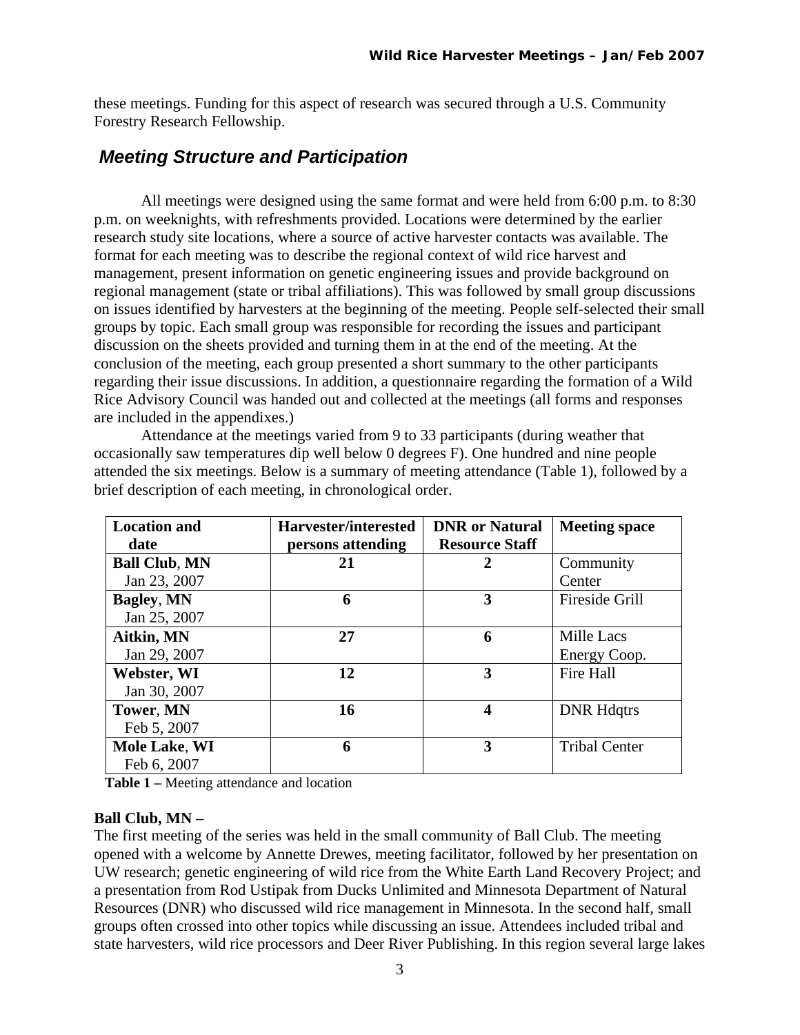these meetings. Funding for this aspect of research was secured through a U.S. Community Forestry Research Fellowship.

## *Meeting Structure and Participation*

All meetings were designed using the same format and were held from 6:00 p.m. to 8:30 p.m. on weeknights, with refreshments provided. Locations were determined by the earlier research study site locations, where a source of active harvester contacts was available. The format for each meeting was to describe the regional context of wild rice harvest and management, present information on genetic engineering issues and provide background on regional management (state or tribal affiliations). This was followed by small group discussions on issues identified by harvesters at the beginning of the meeting. People self-selected their small groups by topic. Each small group was responsible for recording the issues and participant discussion on the sheets provided and turning them in at the end of the meeting. At the conclusion of the meeting, each group presented a short summary to the other participants regarding their issue discussions. In addition, a questionnaire regarding the formation of a Wild Rice Advisory Council was handed out and collected at the meetings (all forms and responses are included in the appendixes.)

Attendance at the meetings varied from 9 to 33 participants (during weather that occasionally saw temperatures dip well below 0 degrees F). One hundred and nine people attended the six meetings. Below is a summary of meeting attendance (Table 1), followed by a brief description of each meeting, in chronological order.

| Location and date | Harvester/interested persons attending | DNR or Natural Resource Staff | Meeting space |
|---|---|---|---|
| **Ball Club**, **MN** Jan 23, 2007 | **21** | **2** | Community Center |
| **Bagley**, **MN** Jan 25, 2007 | **6** | **3** | Fireside Grill |
| **Aitkin, MN** Jan 29, 2007 | **27** | **6** | Mille Lacs Energy Coop. |
| **Webster, WI** Jan 30, 2007 | **12** | **3** | Fire Hall |
| **Tower**, **MN** Feb 5, 2007 | **16** | **4** | DNR Hdqtrs |
| **Mole Lake**, **WI** Feb 6, 2007 | **6** | **3** | Tribal Center |

**Table 1 –** Meeting attendance and location

**Ball Club, MN –**

The first meeting of the series was held in the small community of Ball Club. The meeting opened with a welcome by Annette Drewes, meeting facilitator, followed by her presentation on UW research; genetic engineering of wild rice from the White Earth Land Recovery Project; and a presentation from Rod Ustipak from Ducks Unlimited and Minnesota Department of Natural Resources (DNR) who discussed wild rice management in Minnesota. In the second half, small groups often crossed into other topics while discussing an issue. Attendees included tribal and state harvesters, wild rice processors and Deer River Publishing. In this region several large lakes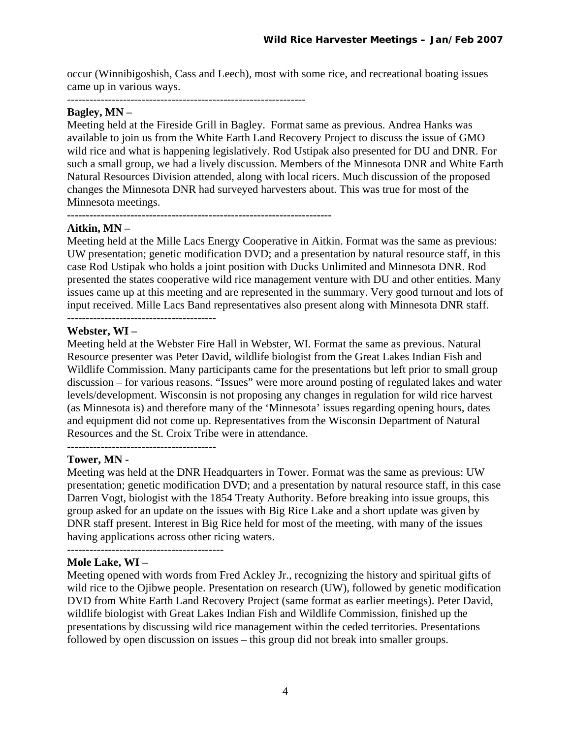occur (Winnibigoshish, Cass and Leech), most with some rice, and recreational boating issues came up in various ways.

----------------------------------------------------------------

**Bagley, MN –**

Meeting held at the Fireside Grill in Bagley. Format same as previous. Andrea Hanks was available to join us from the White Earth Land Recovery Project to discuss the issue of GMO wild rice and what is happening legislatively. Rod Ustipak also presented for DU and DNR. For such a small group, we had a lively discussion. Members of the Minnesota DNR and White Earth Natural Resources Division attended, along with local ricers. Much discussion of the proposed changes the Minnesota DNR had surveyed harvesters about. This was true for most of the Minnesota meetings.

----------------------------------------------------------------------

**Aitkin, MN –**

Meeting held at the Mille Lacs Energy Cooperative in Aitkin. Format was the same as previous: UW presentation; genetic modification DVD; and a presentation by natural resource staff, in this case Rod Ustipak who holds a joint position with Ducks Unlimited and Minnesota DNR. Rod presented the states cooperative wild rice management venture with DU and other entities. Many issues came up at this meeting and are represented in the summary. Very good turnout and lots of input received. Mille Lacs Band representatives also present along with Minnesota DNR staff.

----------------------------------------

**Webster, WI –**

Meeting held at the Webster Fire Hall in Webster, WI. Format the same as previous. Natural Resource presenter was Peter David, wildlife biologist from the Great Lakes Indian Fish and Wildlife Commission. Many participants came for the presentations but left prior to small group discussion – for various reasons. "Issues" were more around posting of regulated lakes and water levels/development. Wisconsin is not proposing any changes in regulation for wild rice harvest (as Minnesota is) and therefore many of the 'Minnesota' issues regarding opening hours, dates and equipment did not come up. Representatives from the Wisconsin Department of Natural Resources and the St. Croix Tribe were in attendance.

----------------------------------------

**Tower, MN -**

Meeting was held at the DNR Headquarters in Tower. Format was the same as previous: UW presentation; genetic modification DVD; and a presentation by natural resource staff, in this case Darren Vogt, biologist with the 1854 Treaty Authority. Before breaking into issue groups, this group asked for an update on the issues with Big Rice Lake and a short update was given by DNR staff present. Interest in Big Rice held for most of the meeting, with many of the issues having applications across other ricing waters.

------------------------------------------

**Mole Lake, WI –**

Meeting opened with words from Fred Ackley Jr., recognizing the history and spiritual gifts of wild rice to the Ojibwe people. Presentation on research (UW), followed by genetic modification DVD from White Earth Land Recovery Project (same format as earlier meetings). Peter David, wildlife biologist with Great Lakes Indian Fish and Wildlife Commission, finished up the presentations by discussing wild rice management within the ceded territories. Presentations followed by open discussion on issues – this group did not break into smaller groups.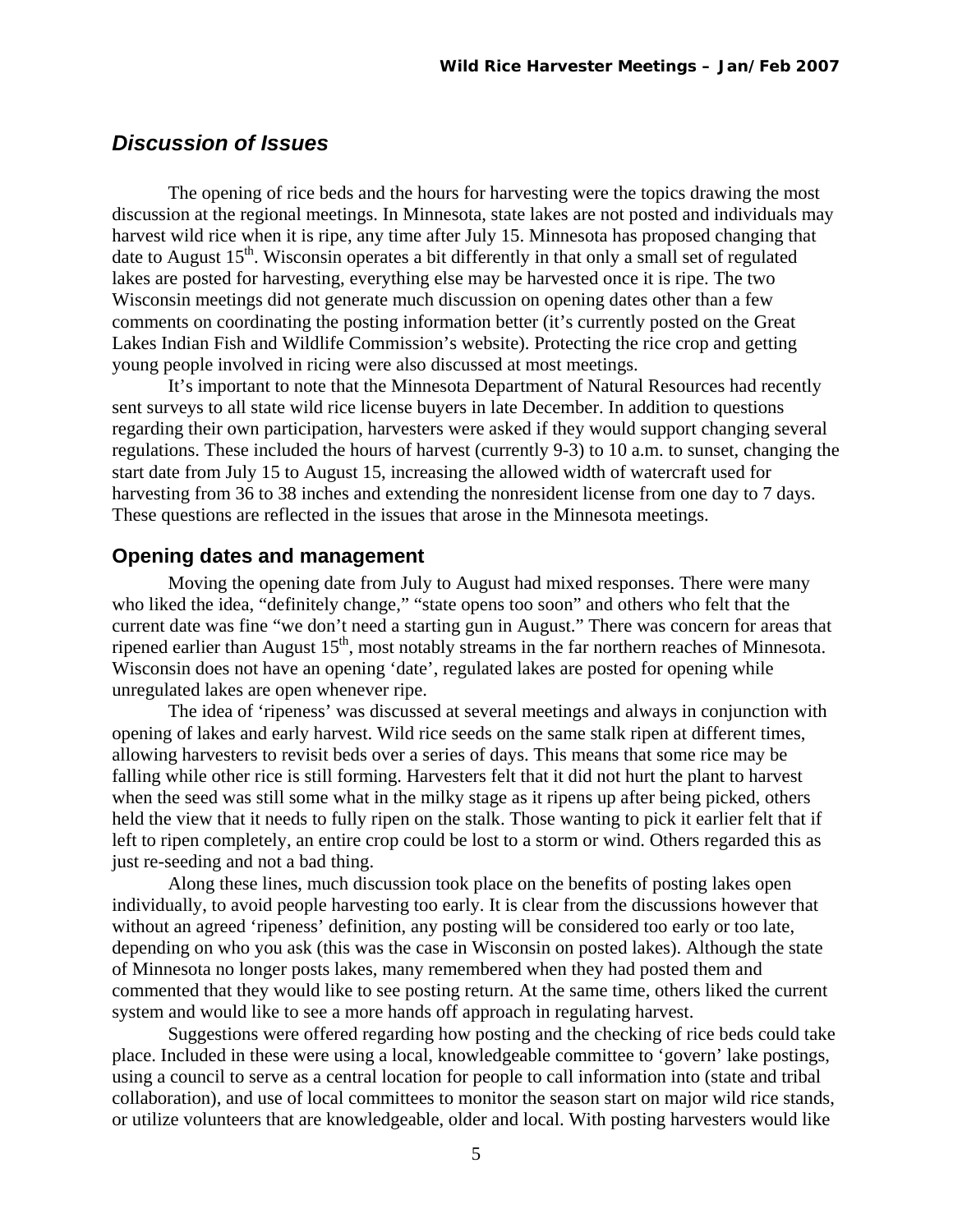## *Discussion of Issues*

The opening of rice beds and the hours for harvesting were the topics drawing the most discussion at the regional meetings. In Minnesota, state lakes are not posted and individuals may harvest wild rice when it is ripe, any time after July 15. Minnesota has proposed changing that date to August 15th. Wisconsin operates a bit differently in that only a small set of regulated lakes are posted for harvesting, everything else may be harvested once it is ripe. The two Wisconsin meetings did not generate much discussion on opening dates other than a few comments on coordinating the posting information better (it's currently posted on the Great Lakes Indian Fish and Wildlife Commission's website). Protecting the rice crop and getting young people involved in ricing were also discussed at most meetings.

It's important to note that the Minnesota Department of Natural Resources had recently sent surveys to all state wild rice license buyers in late December. In addition to questions regarding their own participation, harvesters were asked if they would support changing several regulations. These included the hours of harvest (currently 9-3) to 10 a.m. to sunset, changing the start date from July 15 to August 15, increasing the allowed width of watercraft used for harvesting from 36 to 38 inches and extending the nonresident license from one day to 7 days. These questions are reflected in the issues that arose in the Minnesota meetings.

### Opening dates and management

Moving the opening date from July to August had mixed responses. There were many who liked the idea, "definitely change," "state opens too soon" and others who felt that the current date was fine "we don't need a starting gun in August." There was concern for areas that ripened earlier than August 15th, most notably streams in the far northern reaches of Minnesota. Wisconsin does not have an opening 'date', regulated lakes are posted for opening while unregulated lakes are open whenever ripe.

The idea of 'ripeness' was discussed at several meetings and always in conjunction with opening of lakes and early harvest. Wild rice seeds on the same stalk ripen at different times, allowing harvesters to revisit beds over a series of days. This means that some rice may be falling while other rice is still forming. Harvesters felt that it did not hurt the plant to harvest when the seed was still some what in the milky stage as it ripens up after being picked, others held the view that it needs to fully ripen on the stalk. Those wanting to pick it earlier felt that if left to ripen completely, an entire crop could be lost to a storm or wind. Others regarded this as just re-seeding and not a bad thing.

Along these lines, much discussion took place on the benefits of posting lakes open individually, to avoid people harvesting too early. It is clear from the discussions however that without an agreed 'ripeness' definition, any posting will be considered too early or too late, depending on who you ask (this was the case in Wisconsin on posted lakes). Although the state of Minnesota no longer posts lakes, many remembered when they had posted them and commented that they would like to see posting return. At the same time, others liked the current system and would like to see a more hands off approach in regulating harvest.

Suggestions were offered regarding how posting and the checking of rice beds could take place. Included in these were using a local, knowledgeable committee to 'govern' lake postings, using a council to serve as a central location for people to call information into (state and tribal collaboration), and use of local committees to monitor the season start on major wild rice stands, or utilize volunteers that are knowledgeable, older and local. With posting harvesters would like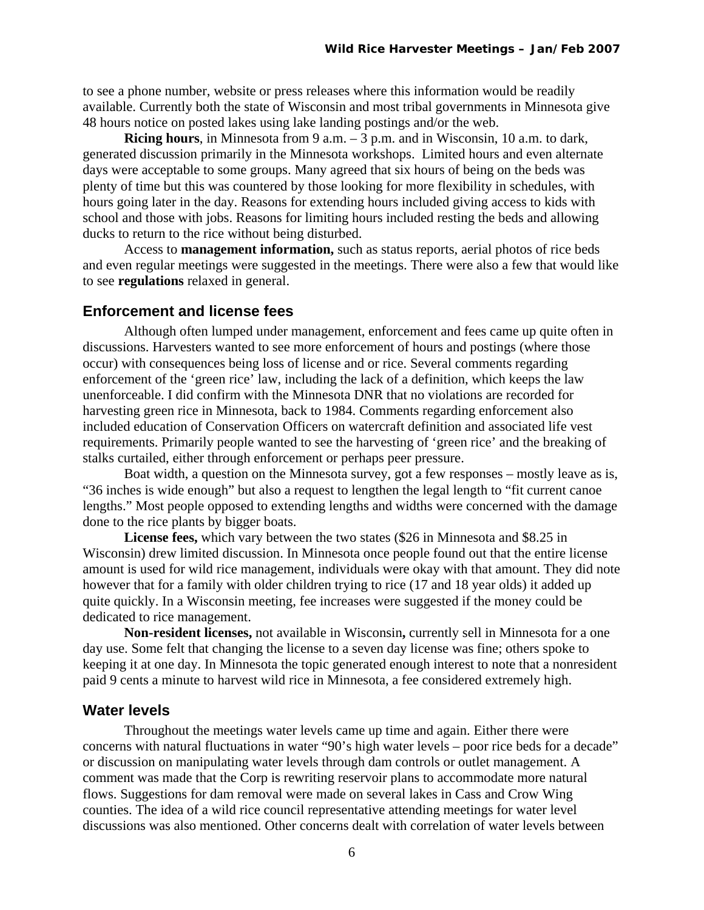to see a phone number, website or press releases where this information would be readily available. Currently both the state of Wisconsin and most tribal governments in Minnesota give 48 hours notice on posted lakes using lake landing postings and/or the web.

**Ricing hours**, in Minnesota from 9 a.m. – 3 p.m. and in Wisconsin, 10 a.m. to dark, generated discussion primarily in the Minnesota workshops. Limited hours and even alternate days were acceptable to some groups. Many agreed that six hours of being on the beds was plenty of time but this was countered by those looking for more flexibility in schedules, with hours going later in the day. Reasons for extending hours included giving access to kids with school and those with jobs. Reasons for limiting hours included resting the beds and allowing ducks to return to the rice without being disturbed.

Access to **management information,** such as status reports, aerial photos of rice beds and even regular meetings were suggested in the meetings. There were also a few that would like to see **regulations** relaxed in general.

## Enforcement and license fees

Although often lumped under management, enforcement and fees came up quite often in discussions. Harvesters wanted to see more enforcement of hours and postings (where those occur) with consequences being loss of license and or rice. Several comments regarding enforcement of the 'green rice' law, including the lack of a definition, which keeps the law unenforceable. I did confirm with the Minnesota DNR that no violations are recorded for harvesting green rice in Minnesota, back to 1984. Comments regarding enforcement also included education of Conservation Officers on watercraft definition and associated life vest requirements. Primarily people wanted to see the harvesting of 'green rice' and the breaking of stalks curtailed, either through enforcement or perhaps peer pressure.

Boat width, a question on the Minnesota survey, got a few responses – mostly leave as is, "36 inches is wide enough" but also a request to lengthen the legal length to "fit current canoe lengths." Most people opposed to extending lengths and widths were concerned with the damage done to the rice plants by bigger boats.

**License fees,** which vary between the two states ($26 in Minnesota and $8.25 in Wisconsin) drew limited discussion. In Minnesota once people found out that the entire license amount is used for wild rice management, individuals were okay with that amount. They did note however that for a family with older children trying to rice (17 and 18 year olds) it added up quite quickly. In a Wisconsin meeting, fee increases were suggested if the money could be dedicated to rice management.

**Non-resident licenses,** not available in Wisconsin**,** currently sell in Minnesota for a one day use. Some felt that changing the license to a seven day license was fine; others spoke to keeping it at one day. In Minnesota the topic generated enough interest to note that a nonresident paid 9 cents a minute to harvest wild rice in Minnesota, a fee considered extremely high.

## Water levels

Throughout the meetings water levels came up time and again. Either there were concerns with natural fluctuations in water "90's high water levels – poor rice beds for a decade" or discussion on manipulating water levels through dam controls or outlet management. A comment was made that the Corp is rewriting reservoir plans to accommodate more natural flows. Suggestions for dam removal were made on several lakes in Cass and Crow Wing counties. The idea of a wild rice council representative attending meetings for water level discussions was also mentioned. Other concerns dealt with correlation of water levels between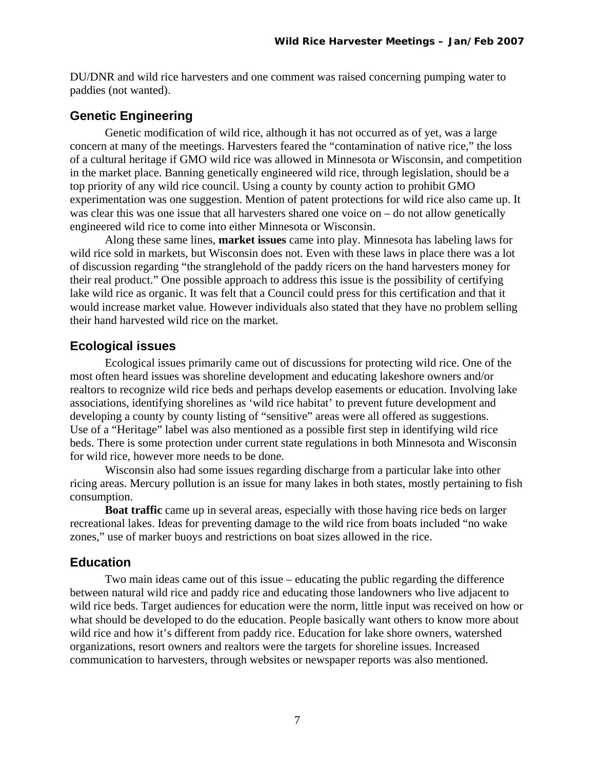DU/DNR and wild rice harvesters and one comment was raised concerning pumping water to paddies (not wanted).

## Genetic Engineering

Genetic modification of wild rice, although it has not occurred as of yet, was a large concern at many of the meetings. Harvesters feared the “contamination of native rice,” the loss of a cultural heritage if GMO wild rice was allowed in Minnesota or Wisconsin, and competition in the market place. Banning genetically engineered wild rice, through legislation, should be a top priority of any wild rice council. Using a county by county action to prohibit GMO experimentation was one suggestion. Mention of patent protections for wild rice also came up. It was clear this was one issue that all harvesters shared one voice on – do not allow genetically engineered wild rice to come into either Minnesota or Wisconsin.

Along these same lines, **market issues** came into play. Minnesota has labeling laws for wild rice sold in markets, but Wisconsin does not. Even with these laws in place there was a lot of discussion regarding “the stranglehold of the paddy ricers on the hand harvesters money for their real product.” One possible approach to address this issue is the possibility of certifying lake wild rice as organic. It was felt that a Council could press for this certification and that it would increase market value. However individuals also stated that they have no problem selling their hand harvested wild rice on the market.

## Ecological issues

Ecological issues primarily came out of discussions for protecting wild rice. One of the most often heard issues was shoreline development and educating lakeshore owners and/or realtors to recognize wild rice beds and perhaps develop easements or education. Involving lake associations, identifying shorelines as ‘wild rice habitat’ to prevent future development and developing a county by county listing of “sensitive” areas were all offered as suggestions. Use of a “Heritage” label was also mentioned as a possible first step in identifying wild rice beds. There is some protection under current state regulations in both Minnesota and Wisconsin for wild rice, however more needs to be done.

Wisconsin also had some issues regarding discharge from a particular lake into other ricing areas. Mercury pollution is an issue for many lakes in both states, mostly pertaining to fish consumption.

**Boat traffic** came up in several areas, especially with those having rice beds on larger recreational lakes. Ideas for preventing damage to the wild rice from boats included “no wake zones,” use of marker buoys and restrictions on boat sizes allowed in the rice.

## Education

Two main ideas came out of this issue – educating the public regarding the difference between natural wild rice and paddy rice and educating those landowners who live adjacent to wild rice beds. Target audiences for education were the norm, little input was received on how or what should be developed to do the education. People basically want others to know more about wild rice and how it’s different from paddy rice. Education for lake shore owners, watershed organizations, resort owners and realtors were the targets for shoreline issues. Increased communication to harvesters, through websites or newspaper reports was also mentioned.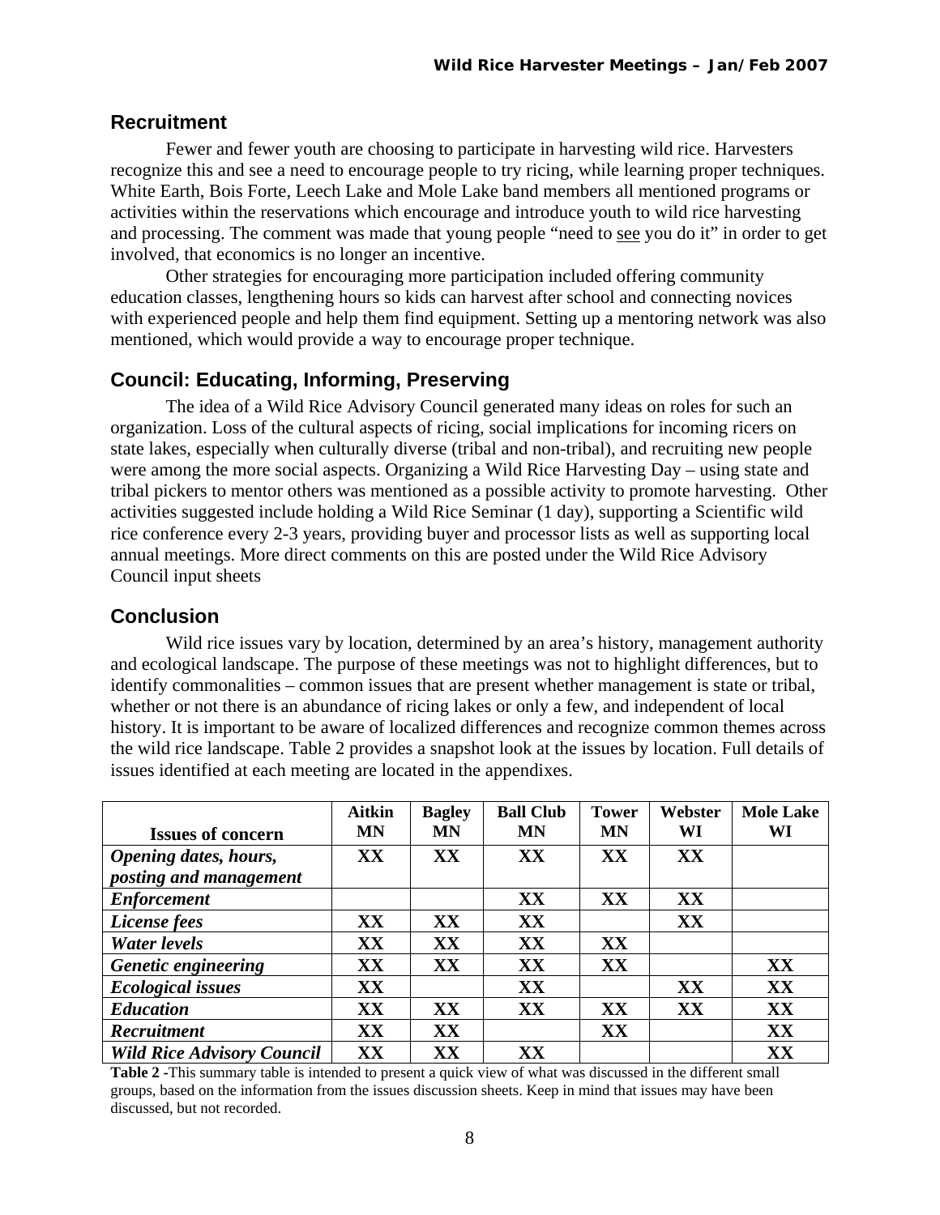## Recruitment

Fewer and fewer youth are choosing to participate in harvesting wild rice. Harvesters recognize this and see a need to encourage people to try ricing, while learning proper techniques. White Earth, Bois Forte, Leech Lake and Mole Lake band members all mentioned programs or activities within the reservations which encourage and introduce youth to wild rice harvesting and processing. The comment was made that young people "need to see you do it" in order to get involved, that economics is no longer an incentive.

Other strategies for encouraging more participation included offering community education classes, lengthening hours so kids can harvest after school and connecting novices with experienced people and help them find equipment. Setting up a mentoring network was also mentioned, which would provide a way to encourage proper technique.

## Council: Educating, Informing, Preserving

The idea of a Wild Rice Advisory Council generated many ideas on roles for such an organization. Loss of the cultural aspects of ricing, social implications for incoming ricers on state lakes, especially when culturally diverse (tribal and non-tribal), and recruiting new people were among the more social aspects. Organizing a Wild Rice Harvesting Day – using state and tribal pickers to mentor others was mentioned as a possible activity to promote harvesting. Other activities suggested include holding a Wild Rice Seminar (1 day), supporting a Scientific wild rice conference every 2-3 years, providing buyer and processor lists as well as supporting local annual meetings. More direct comments on this are posted under the Wild Rice Advisory Council input sheets

## Conclusion

Wild rice issues vary by location, determined by an area's history, management authority and ecological landscape. The purpose of these meetings was not to highlight differences, but to identify commonalities – common issues that are present whether management is state or tribal, whether or not there is an abundance of ricing lakes or only a few, and independent of local history. It is important to be aware of localized differences and recognize common themes across the wild rice landscape. Table 2 provides a snapshot look at the issues by location. Full details of issues identified at each meeting are located in the appendixes.

| Issues of concern | Aitkin MN | Bagley MN | Ball Club MN | Tower MN | Webster WI | Mole Lake WI |
|---|---|---|---|---|---|---|
| ***Opening dates, hours, posting and management*** | XX | XX | XX | XX | XX | |
| ***Enforcement*** | | | XX | XX | XX | |
| ***License fees*** | XX | XX | XX | | XX | |
| ***Water levels*** | XX | XX | XX | XX | | |
| ***Genetic engineering*** | XX | XX | XX | XX | | XX |
| ***Ecological issues*** | XX | | XX | | XX | XX |
| ***Education*** | XX | XX | XX | XX | XX | XX |
| ***Recruitment*** | XX | XX | | XX | | XX |
| ***Wild Rice Advisory Council*** | XX | XX | XX | | | XX |

**Table 2 -**This summary table is intended to present a quick view of what was discussed in the different small groups, based on the information from the issues discussion sheets. Keep in mind that issues may have been discussed, but not recorded.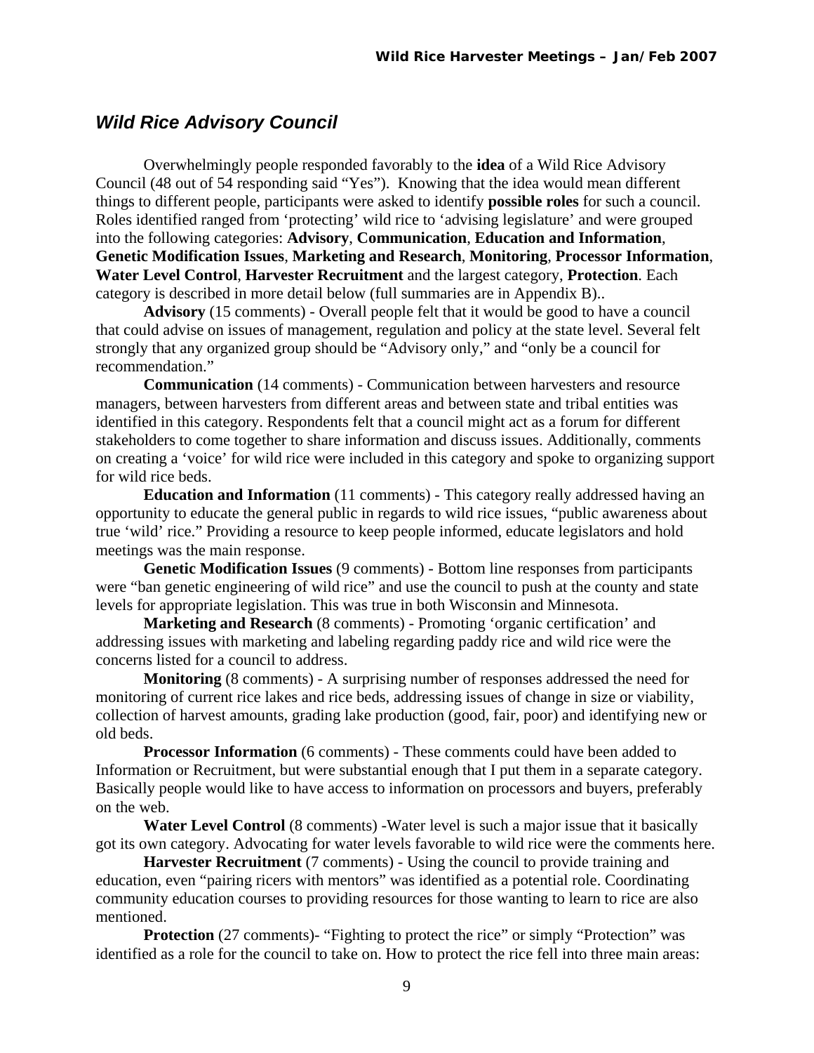## *Wild Rice Advisory Council*

Overwhelmingly people responded favorably to the **idea** of a Wild Rice Advisory Council (48 out of 54 responding said "Yes"). Knowing that the idea would mean different things to different people, participants were asked to identify **possible roles** for such a council. Roles identified ranged from 'protecting' wild rice to 'advising legislature' and were grouped into the following categories: **Advisory**, **Communication**, **Education and Information**, **Genetic Modification Issues**, **Marketing and Research**, **Monitoring**, **Processor Information**, **Water Level Control**, **Harvester Recruitment** and the largest category, **Protection**. Each category is described in more detail below (full summaries are in Appendix B)..

**Advisory** (15 comments) - Overall people felt that it would be good to have a council that could advise on issues of management, regulation and policy at the state level. Several felt strongly that any organized group should be "Advisory only," and "only be a council for recommendation."

**Communication** (14 comments) - Communication between harvesters and resource managers, between harvesters from different areas and between state and tribal entities was identified in this category. Respondents felt that a council might act as a forum for different stakeholders to come together to share information and discuss issues. Additionally, comments on creating a 'voice' for wild rice were included in this category and spoke to organizing support for wild rice beds.

**Education and Information** (11 comments) - This category really addressed having an opportunity to educate the general public in regards to wild rice issues, "public awareness about true 'wild' rice." Providing a resource to keep people informed, educate legislators and hold meetings was the main response.

**Genetic Modification Issues** (9 comments) - Bottom line responses from participants were "ban genetic engineering of wild rice" and use the council to push at the county and state levels for appropriate legislation. This was true in both Wisconsin and Minnesota.

**Marketing and Research** (8 comments) - Promoting 'organic certification' and addressing issues with marketing and labeling regarding paddy rice and wild rice were the concerns listed for a council to address.

**Monitoring** (8 comments) - A surprising number of responses addressed the need for monitoring of current rice lakes and rice beds, addressing issues of change in size or viability, collection of harvest amounts, grading lake production (good, fair, poor) and identifying new or old beds.

**Processor Information** (6 comments) - These comments could have been added to Information or Recruitment, but were substantial enough that I put them in a separate category. Basically people would like to have access to information on processors and buyers, preferably on the web.

**Water Level Control** (8 comments) -Water level is such a major issue that it basically got its own category. Advocating for water levels favorable to wild rice were the comments here.

**Harvester Recruitment** (7 comments) - Using the council to provide training and education, even "pairing ricers with mentors" was identified as a potential role. Coordinating community education courses to providing resources for those wanting to learn to rice are also mentioned.

**Protection** (27 comments)- "Fighting to protect the rice" or simply "Protection" was identified as a role for the council to take on. How to protect the rice fell into three main areas: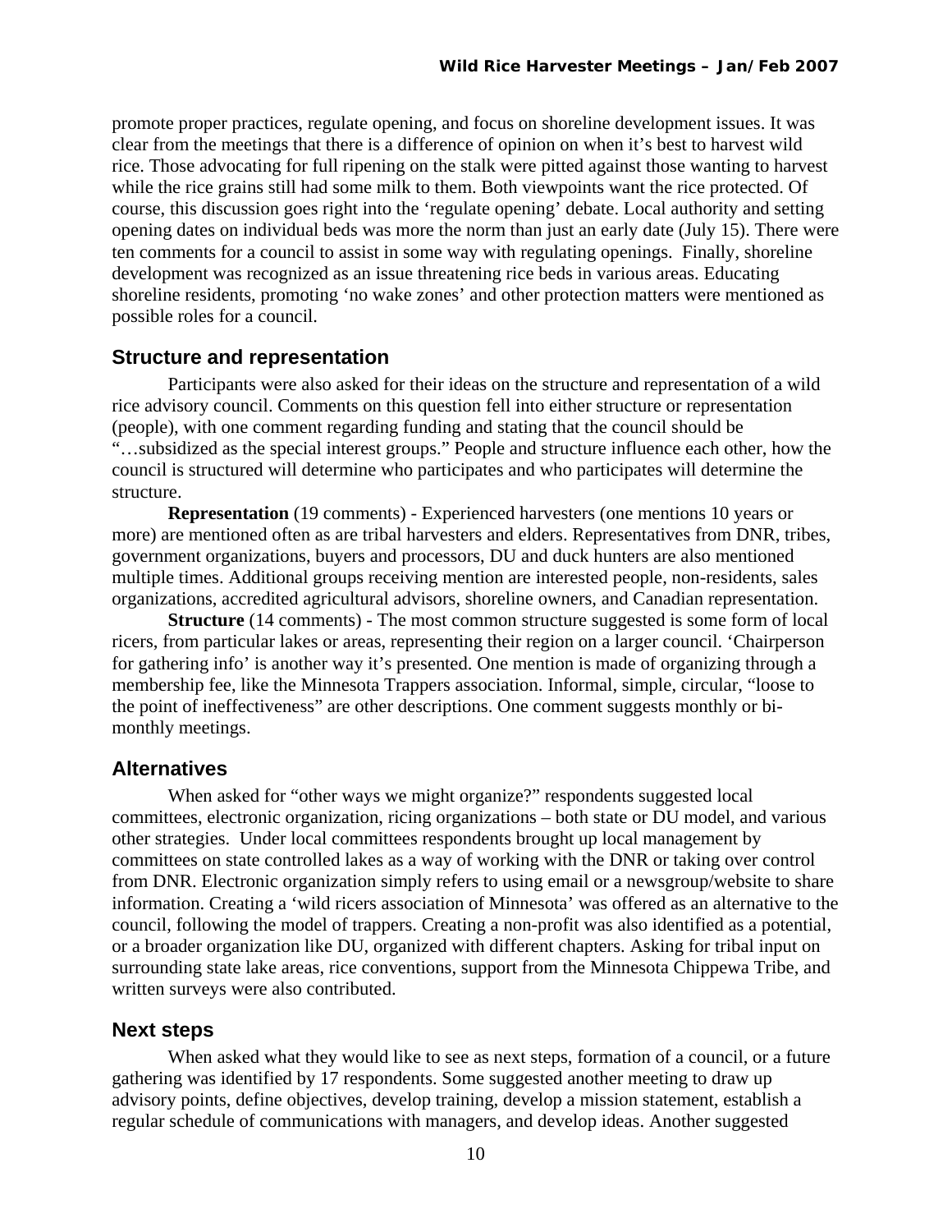promote proper practices, regulate opening, and focus on shoreline development issues. It was clear from the meetings that there is a difference of opinion on when it's best to harvest wild rice. Those advocating for full ripening on the stalk were pitted against those wanting to harvest while the rice grains still had some milk to them. Both viewpoints want the rice protected. Of course, this discussion goes right into the 'regulate opening' debate. Local authority and setting opening dates on individual beds was more the norm than just an early date (July 15). There were ten comments for a council to assist in some way with regulating openings. Finally, shoreline development was recognized as an issue threatening rice beds in various areas. Educating shoreline residents, promoting 'no wake zones' and other protection matters were mentioned as possible roles for a council.

## Structure and representation

Participants were also asked for their ideas on the structure and representation of a wild rice advisory council. Comments on this question fell into either structure or representation (people), with one comment regarding funding and stating that the council should be "…subsidized as the special interest groups." People and structure influence each other, how the council is structured will determine who participates and who participates will determine the structure.

**Representation** (19 comments) - Experienced harvesters (one mentions 10 years or more) are mentioned often as are tribal harvesters and elders. Representatives from DNR, tribes, government organizations, buyers and processors, DU and duck hunters are also mentioned multiple times. Additional groups receiving mention are interested people, non-residents, sales organizations, accredited agricultural advisors, shoreline owners, and Canadian representation.

**Structure** (14 comments) - The most common structure suggested is some form of local ricers, from particular lakes or areas, representing their region on a larger council. 'Chairperson for gathering info' is another way it's presented. One mention is made of organizing through a membership fee, like the Minnesota Trappers association. Informal, simple, circular, "loose to the point of ineffectiveness" are other descriptions. One comment suggests monthly or bi-monthly meetings.

## Alternatives

When asked for "other ways we might organize?" respondents suggested local committees, electronic organization, ricing organizations – both state or DU model, and various other strategies. Under local committees respondents brought up local management by committees on state controlled lakes as a way of working with the DNR or taking over control from DNR. Electronic organization simply refers to using email or a newsgroup/website to share information. Creating a 'wild ricers association of Minnesota' was offered as an alternative to the council, following the model of trappers. Creating a non-profit was also identified as a potential, or a broader organization like DU, organized with different chapters. Asking for tribal input on surrounding state lake areas, rice conventions, support from the Minnesota Chippewa Tribe, and written surveys were also contributed.

## Next steps

When asked what they would like to see as next steps, formation of a council, or a future gathering was identified by 17 respondents. Some suggested another meeting to draw up advisory points, define objectives, develop training, develop a mission statement, establish a regular schedule of communications with managers, and develop ideas. Another suggested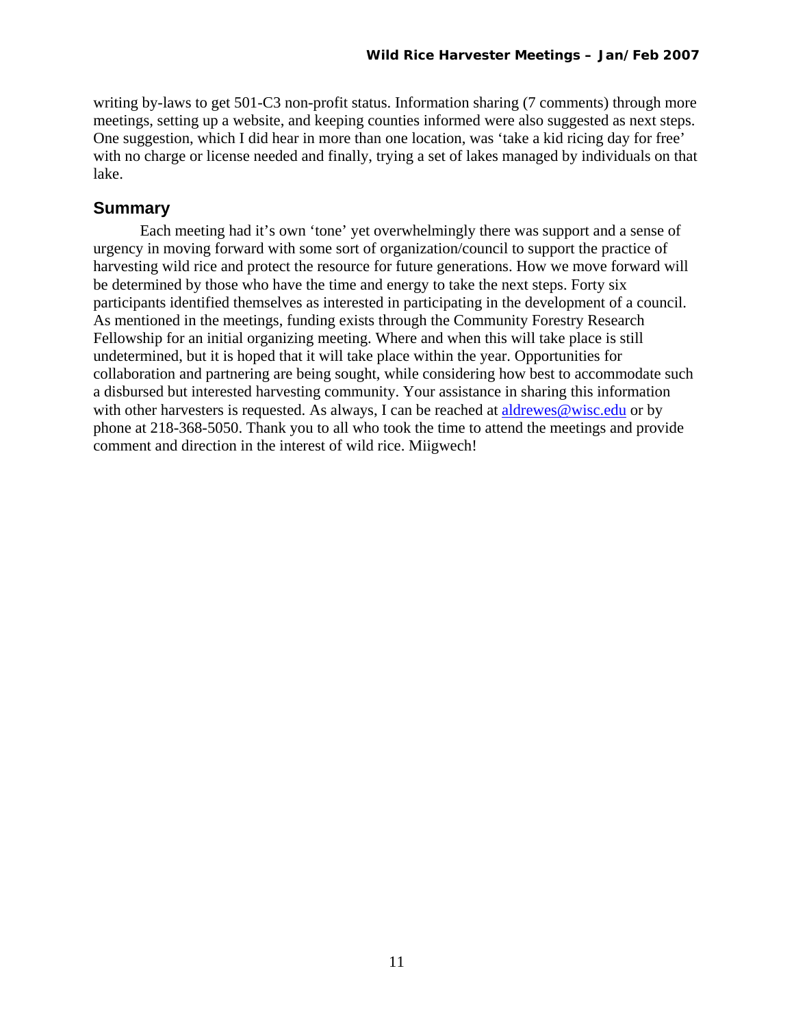writing by-laws to get 501-C3 non-profit status. Information sharing (7 comments) through more meetings, setting up a website, and keeping counties informed were also suggested as next steps. One suggestion, which I did hear in more than one location, was 'take a kid ricing day for free' with no charge or license needed and finally, trying a set of lakes managed by individuals on that lake.

## Summary

Each meeting had it's own 'tone' yet overwhelmingly there was support and a sense of urgency in moving forward with some sort of organization/council to support the practice of harvesting wild rice and protect the resource for future generations. How we move forward will be determined by those who have the time and energy to take the next steps. Forty six participants identified themselves as interested in participating in the development of a council. As mentioned in the meetings, funding exists through the Community Forestry Research Fellowship for an initial organizing meeting. Where and when this will take place is still undetermined, but it is hoped that it will take place within the year. Opportunities for collaboration and partnering are being sought, while considering how best to accommodate such a disbursed but interested harvesting community. Your assistance in sharing this information with other harvesters is requested. As always, I can be reached at aldrewes@wisc.edu or by phone at 218-368-5050. Thank you to all who took the time to attend the meetings and provide comment and direction in the interest of wild rice. Miigwech!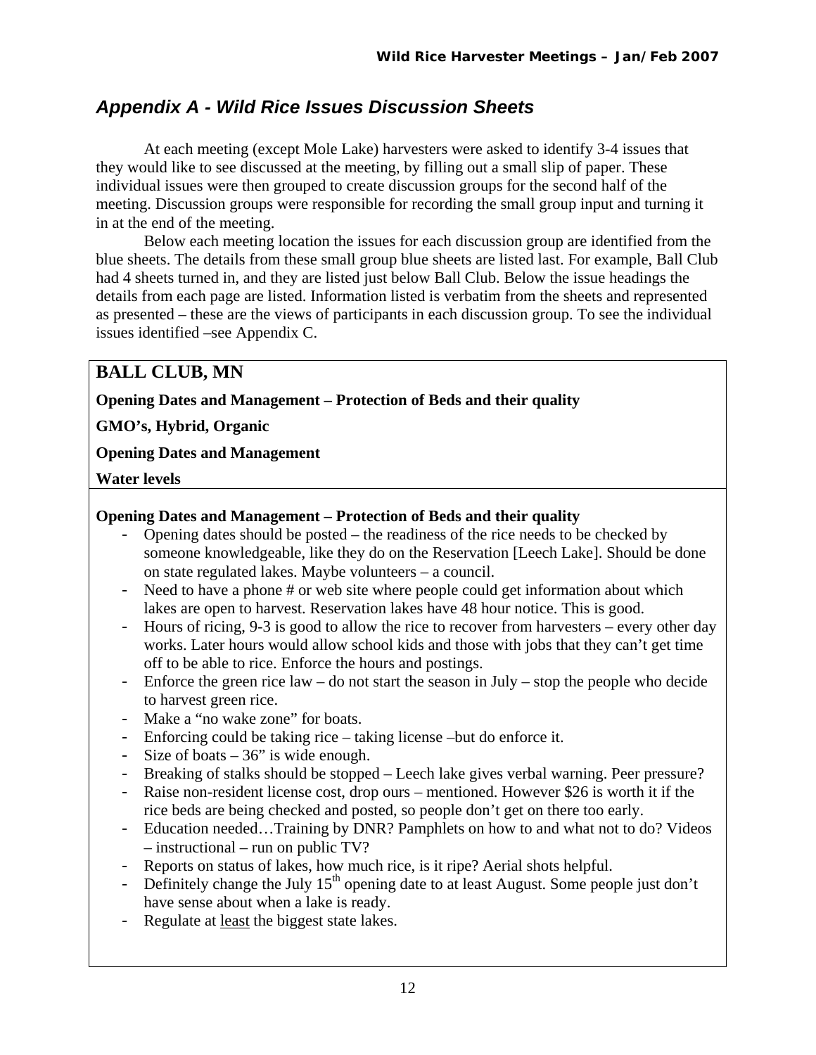## *Appendix A - Wild Rice Issues Discussion Sheets*

At each meeting (except Mole Lake) harvesters were asked to identify 3-4 issues that they would like to see discussed at the meeting, by filling out a small slip of paper. These individual issues were then grouped to create discussion groups for the second half of the meeting. Discussion groups were responsible for recording the small group input and turning it in at the end of the meeting.

Below each meeting location the issues for each discussion group are identified from the blue sheets. The details from these small group blue sheets are listed last. For example, Ball Club had 4 sheets turned in, and they are listed just below Ball Club. Below the issue headings the details from each page are listed. Information listed is verbatim from the sheets and represented as presented – these are the views of participants in each discussion group. To see the individual issues identified –see Appendix C.

### BALL CLUB, MN

**Opening Dates and Management – Protection of Beds and their quality**

**GMO's, Hybrid, Organic**

**Opening Dates and Management**

**Water levels**

**Opening Dates and Management – Protection of Beds and their quality**

- Opening dates should be posted – the readiness of the rice needs to be checked by someone knowledgeable, like they do on the Reservation [Leech Lake]. Should be done on state regulated lakes. Maybe volunteers – a council.
- Need to have a phone # or web site where people could get information about which lakes are open to harvest. Reservation lakes have 48 hour notice. This is good.
- Hours of ricing, 9-3 is good to allow the rice to recover from harvesters – every other day works. Later hours would allow school kids and those with jobs that they can't get time off to be able to rice. Enforce the hours and postings.
- Enforce the green rice law – do not start the season in July – stop the people who decide to harvest green rice.
- Make a "no wake zone" for boats.
- Enforcing could be taking rice – taking license –but do enforce it.
- Size of boats – 36" is wide enough.
- Breaking of stalks should be stopped – Leech lake gives verbal warning. Peer pressure?
- Raise non-resident license cost, drop ours – mentioned. However $26 is worth it if the rice beds are being checked and posted, so people don't get on there too early.
- Education needed…Training by DNR? Pamphlets on how to and what not to do? Videos – instructional – run on public TV?
- Reports on status of lakes, how much rice, is it ripe? Aerial shots helpful.
- Definitely change the July 15th opening date to at least August. Some people just don't have sense about when a lake is ready.
- Regulate at <u>least</u> the biggest state lakes.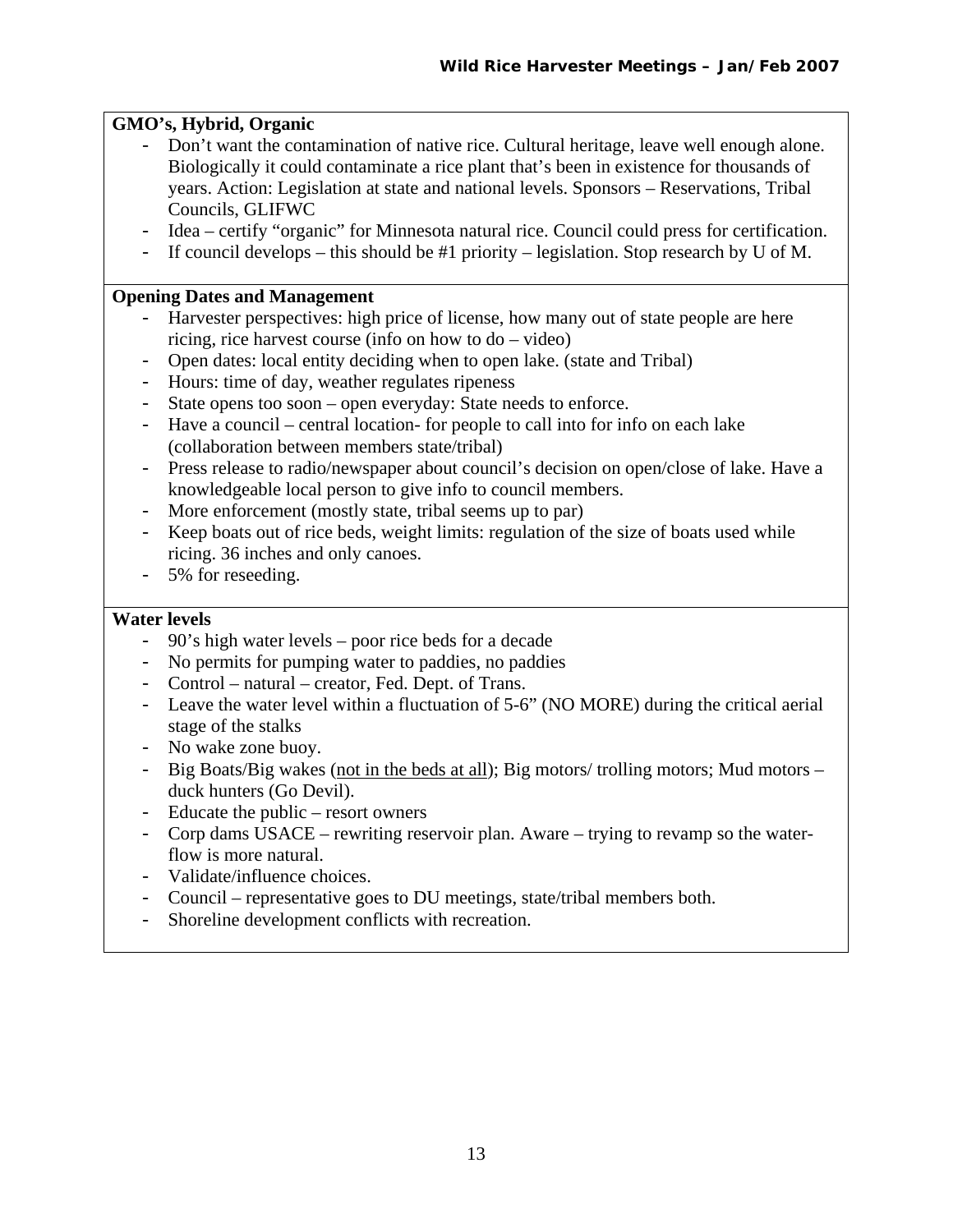**GMO's, Hybrid, Organic**

- Don't want the contamination of native rice. Cultural heritage, leave well enough alone. Biologically it could contaminate a rice plant that's been in existence for thousands of years. Action: Legislation at state and national levels. Sponsors – Reservations, Tribal Councils, GLIFWC
- Idea – certify "organic" for Minnesota natural rice. Council could press for certification.
- If council develops – this should be #1 priority – legislation. Stop research by U of M.

**Opening Dates and Management**

- Harvester perspectives: high price of license, how many out of state people are here ricing, rice harvest course (info on how to do – video)
- Open dates: local entity deciding when to open lake. (state and Tribal)
- Hours: time of day, weather regulates ripeness
- State opens too soon – open everyday: State needs to enforce.
- Have a council – central location- for people to call into for info on each lake (collaboration between members state/tribal)
- Press release to radio/newspaper about council's decision on open/close of lake. Have a knowledgeable local person to give info to council members.
- More enforcement (mostly state, tribal seems up to par)
- Keep boats out of rice beds, weight limits: regulation of the size of boats used while ricing. 36 inches and only canoes.
- 5% for reseeding.

**Water levels**

- 90's high water levels – poor rice beds for a decade
- No permits for pumping water to paddies, no paddies
- Control – natural – creator, Fed. Dept. of Trans.
- Leave the water level within a fluctuation of 5-6" (NO MORE) during the critical aerial stage of the stalks
- No wake zone buoy.
- Big Boats/Big wakes (<u>not in the beds at all</u>); Big motors/ trolling motors; Mud motors – duck hunters (Go Devil).
- Educate the public – resort owners
- Corp dams USACE – rewriting reservoir plan. Aware – trying to revamp so the water-flow is more natural.
- Validate/influence choices.
- Council – representative goes to DU meetings, state/tribal members both.
- Shoreline development conflicts with recreation.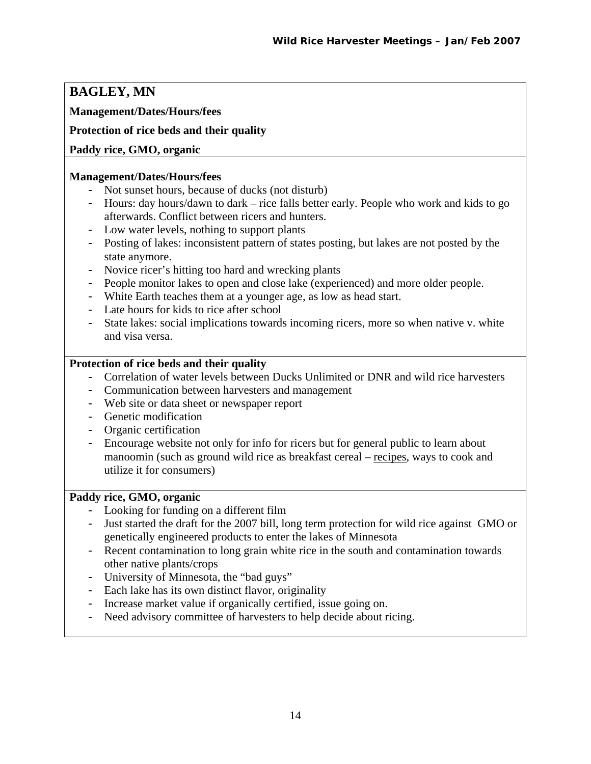## BAGLEY, MN

**Management/Dates/Hours/fees**

**Protection of rice beds and their quality**

**Paddy rice, GMO, organic**

### Management/Dates/Hours/fees

- Not sunset hours, because of ducks (not disturb)
- Hours: day hours/dawn to dark – rice falls better early. People who work and kids to go afterwards. Conflict between ricers and hunters.
- Low water levels, nothing to support plants
- Posting of lakes: inconsistent pattern of states posting, but lakes are not posted by the state anymore.
- Novice ricer's hitting too hard and wrecking plants
- People monitor lakes to open and close lake (experienced) and more older people.
- White Earth teaches them at a younger age, as low as head start.
- Late hours for kids to rice after school
- State lakes: social implications towards incoming ricers, more so when native v. white and visa versa.

### Protection of rice beds and their quality

- Correlation of water levels between Ducks Unlimited or DNR and wild rice harvesters
- Communication between harvesters and management
- Web site or data sheet or newspaper report
- Genetic modification
- Organic certification
- Encourage website not only for info for ricers but for general public to learn about manoomin (such as ground wild rice as breakfast cereal – <u>recipes</u>, ways to cook and utilize it for consumers)

### Paddy rice, GMO, organic

- Looking for funding on a different film
- Just started the draft for the 2007 bill, long term protection for wild rice against GMO or genetically engineered products to enter the lakes of Minnesota
- Recent contamination to long grain white rice in the south and contamination towards other native plants/crops
- University of Minnesota, the "bad guys"
- Each lake has its own distinct flavor, originality
- Increase market value if organically certified, issue going on.
- Need advisory committee of harvesters to help decide about ricing.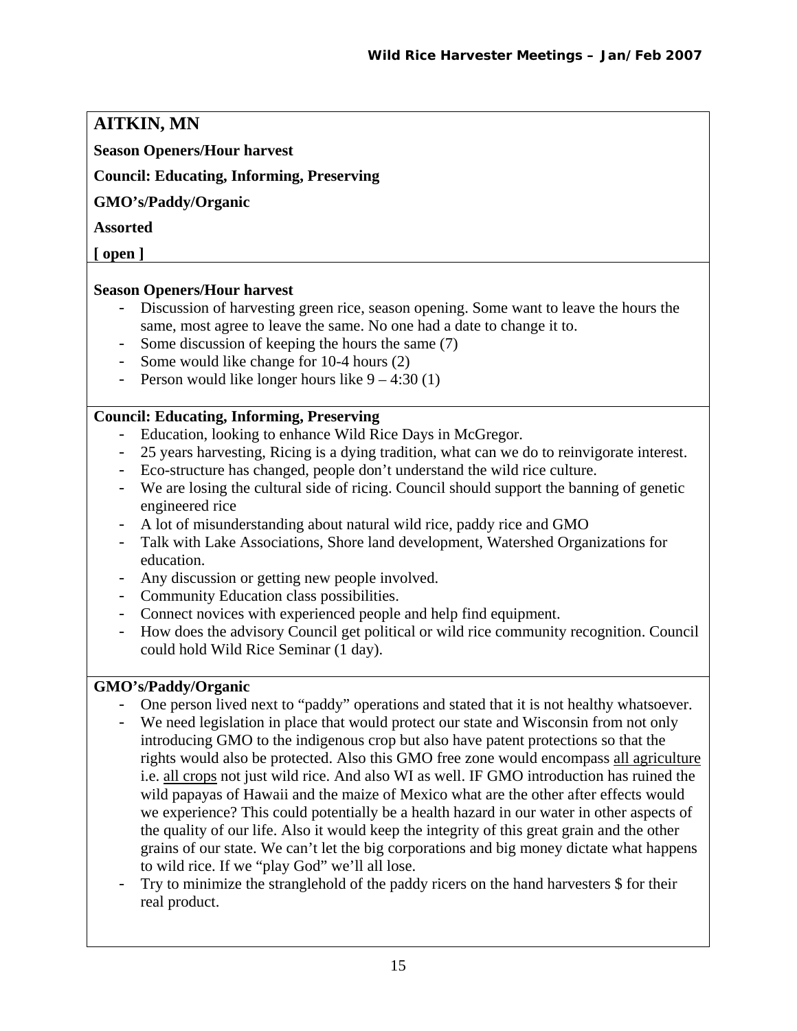## AITKIN, MN

**Season Openers/Hour harvest**

**Council: Educating, Informing, Preserving**

**GMO's/Paddy/Organic**

**Assorted**

**[ open ]**

### Season Openers/Hour harvest

- Discussion of harvesting green rice, season opening. Some want to leave the hours the same, most agree to leave the same. No one had a date to change it to.
- Some discussion of keeping the hours the same (7)
- Some would like change for 10-4 hours (2)
- Person would like longer hours like 9 – 4:30 (1)

### Council: Educating, Informing, Preserving

- Education, looking to enhance Wild Rice Days in McGregor.
- 25 years harvesting, Ricing is a dying tradition, what can we do to reinvigorate interest.
- Eco-structure has changed, people don't understand the wild rice culture.
- We are losing the cultural side of ricing. Council should support the banning of genetic engineered rice
- A lot of misunderstanding about natural wild rice, paddy rice and GMO
- Talk with Lake Associations, Shore land development, Watershed Organizations for education.
- Any discussion or getting new people involved.
- Community Education class possibilities.
- Connect novices with experienced people and help find equipment.
- How does the advisory Council get political or wild rice community recognition. Council could hold Wild Rice Seminar (1 day).

### GMO's/Paddy/Organic

- One person lived next to "paddy" operations and stated that it is not healthy whatsoever.
- We need legislation in place that would protect our state and Wisconsin from not only introducing GMO to the indigenous crop but also have patent protections so that the rights would also be protected. Also this GMO free zone would encompass <u>all agriculture</u> i.e. <u>all crops</u> not just wild rice. And also WI as well. IF GMO introduction has ruined the wild papayas of Hawaii and the maize of Mexico what are the other after effects would we experience? This could potentially be a health hazard in our water in other aspects of the quality of our life. Also it would keep the integrity of this great grain and the other grains of our state. We can't let the big corporations and big money dictate what happens to wild rice. If we "play God" we'll all lose.
- Try to minimize the stranglehold of the paddy ricers on the hand harvesters $ for their real product.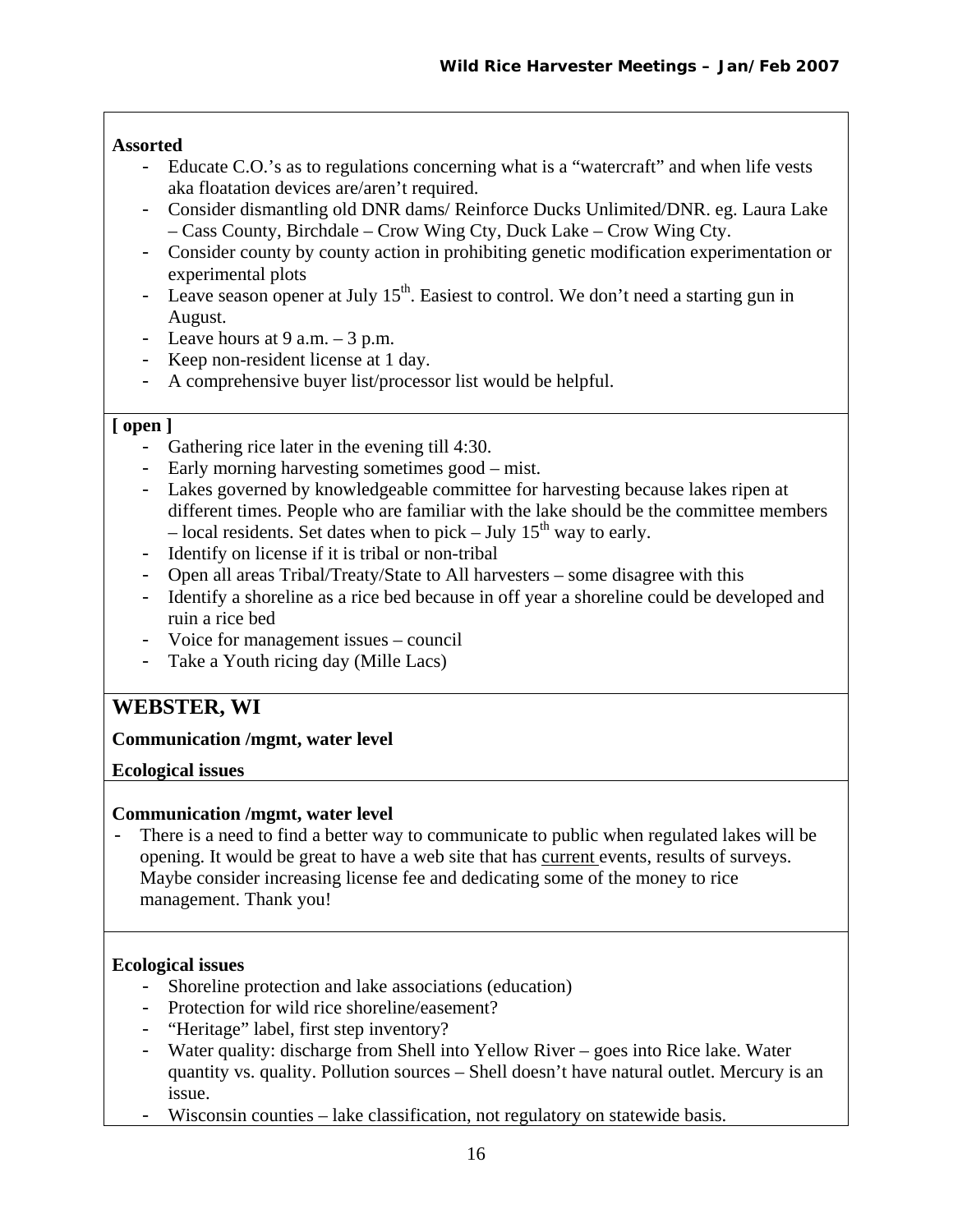**Assorted**

- Educate C.O.'s as to regulations concerning what is a "watercraft" and when life vests aka floatation devices are/aren't required.
- Consider dismantling old DNR dams/ Reinforce Ducks Unlimited/DNR. eg. Laura Lake – Cass County, Birchdale – Crow Wing Cty, Duck Lake – Crow Wing Cty.
- Consider county by county action in prohibiting genetic modification experimentation or experimental plots
- Leave season opener at July 15th. Easiest to control. We don't need a starting gun in August.
- Leave hours at 9 a.m. – 3 p.m.
- Keep non-resident license at 1 day.
- A comprehensive buyer list/processor list would be helpful.

**[ open ]**

- Gathering rice later in the evening till 4:30.
- Early morning harvesting sometimes good – mist.
- Lakes governed by knowledgeable committee for harvesting because lakes ripen at different times. People who are familiar with the lake should be the committee members – local residents. Set dates when to pick – July 15th way to early.
- Identify on license if it is tribal or non-tribal
- Open all areas Tribal/Treaty/State to All harvesters – some disagree with this
- Identify a shoreline as a rice bed because in off year a shoreline could be developed and ruin a rice bed
- Voice for management issues – council
- Take a Youth ricing day (Mille Lacs)

## WEBSTER, WI

**Communication /mgmt, water level**

**Ecological issues**

**Communication /mgmt, water level**

- There is a need to find a better way to communicate to public when regulated lakes will be opening. It would be great to have a web site that has current events, results of surveys. Maybe consider increasing license fee and dedicating some of the money to rice management. Thank you!

**Ecological issues**

- Shoreline protection and lake associations (education)
- Protection for wild rice shoreline/easement?
- "Heritage" label, first step inventory?
- Water quality: discharge from Shell into Yellow River – goes into Rice lake. Water quantity vs. quality. Pollution sources – Shell doesn't have natural outlet. Mercury is an issue.
- Wisconsin counties – lake classification, not regulatory on statewide basis.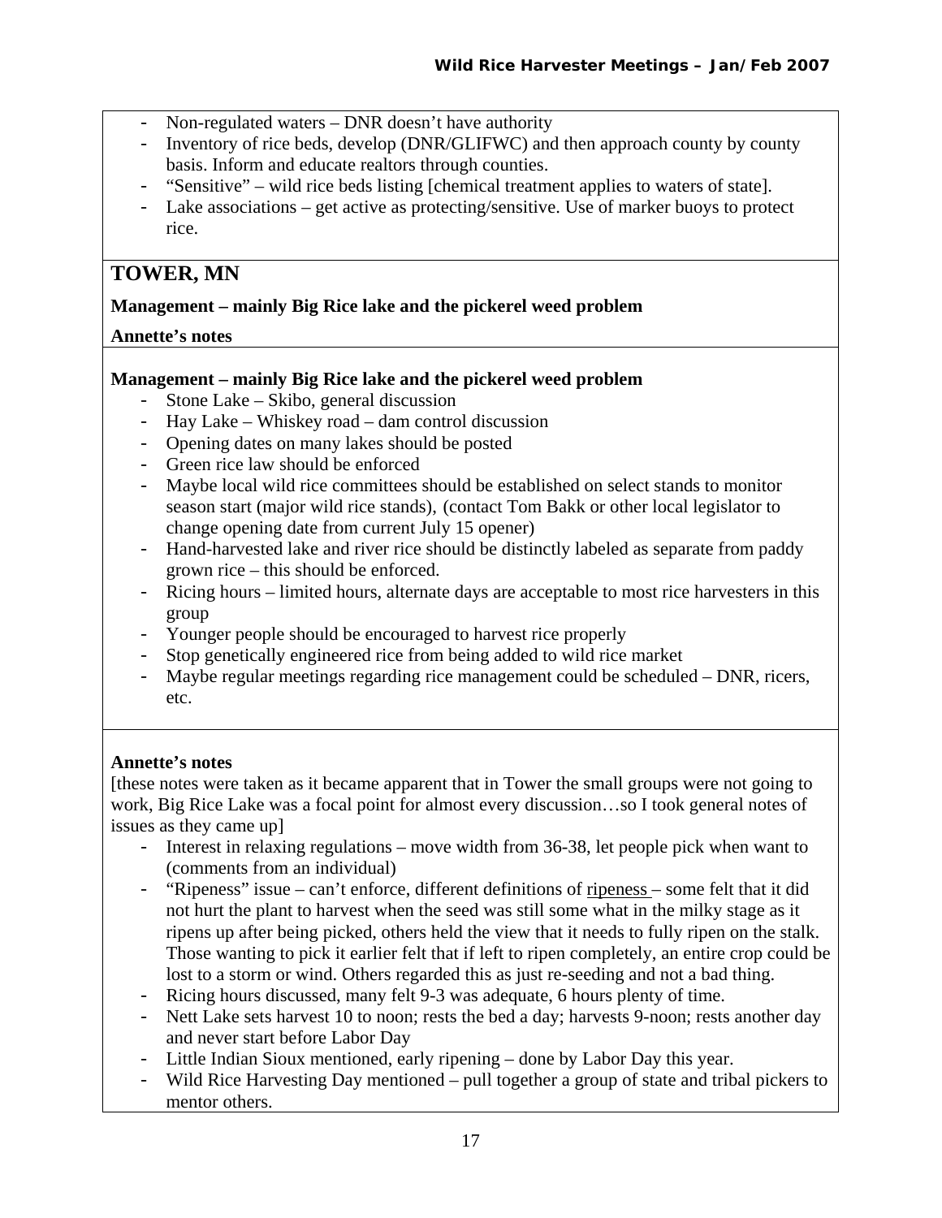- Non-regulated waters – DNR doesn't have authority
- Inventory of rice beds, develop (DNR/GLIFWC) and then approach county by county basis. Inform and educate realtors through counties.
- "Sensitive" – wild rice beds listing [chemical treatment applies to waters of state].
- Lake associations – get active as protecting/sensitive. Use of marker buoys to protect rice.

## TOWER, MN

**Management – mainly Big Rice lake and the pickerel weed problem**

**Annette's notes**

**Management – mainly Big Rice lake and the pickerel weed problem**

- Stone Lake – Skibo, general discussion
- Hay Lake – Whiskey road – dam control discussion
- Opening dates on many lakes should be posted
- Green rice law should be enforced
- Maybe local wild rice committees should be established on select stands to monitor season start (major wild rice stands), (contact Tom Bakk or other local legislator to change opening date from current July 15 opener)
- Hand-harvested lake and river rice should be distinctly labeled as separate from paddy grown rice – this should be enforced.
- Ricing hours – limited hours, alternate days are acceptable to most rice harvesters in this group
- Younger people should be encouraged to harvest rice properly
- Stop genetically engineered rice from being added to wild rice market
- Maybe regular meetings regarding rice management could be scheduled – DNR, ricers, etc.

**Annette's notes**

[these notes were taken as it became apparent that in Tower the small groups were not going to work, Big Rice Lake was a focal point for almost every discussion…so I took general notes of issues as they came up]

- Interest in relaxing regulations – move width from 36-38, let people pick when want to (comments from an individual)
- "Ripeness" issue – can't enforce, different definitions of ripeness – some felt that it did not hurt the plant to harvest when the seed was still some what in the milky stage as it ripens up after being picked, others held the view that it needs to fully ripen on the stalk. Those wanting to pick it earlier felt that if left to ripen completely, an entire crop could be lost to a storm or wind. Others regarded this as just re-seeding and not a bad thing.
- Ricing hours discussed, many felt 9-3 was adequate, 6 hours plenty of time.
- Nett Lake sets harvest 10 to noon; rests the bed a day; harvests 9-noon; rests another day and never start before Labor Day
- Little Indian Sioux mentioned, early ripening – done by Labor Day this year.
- Wild Rice Harvesting Day mentioned – pull together a group of state and tribal pickers to mentor others.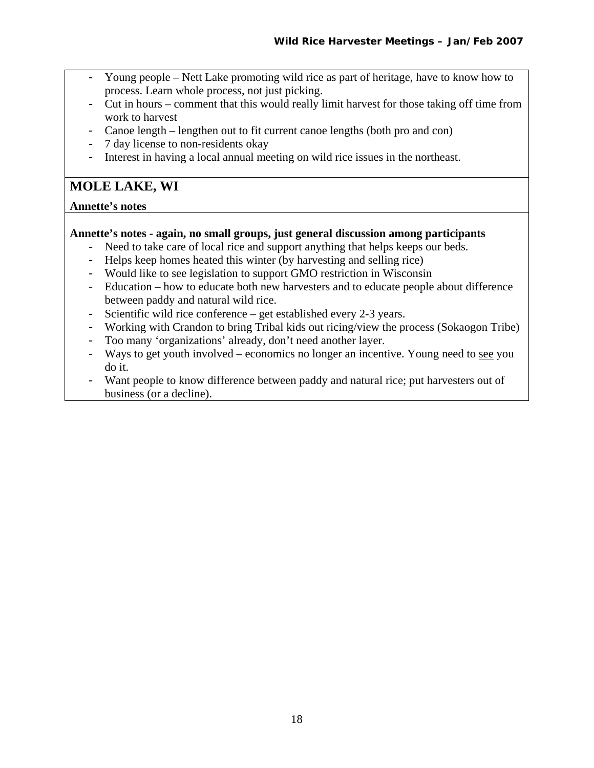- Young people – Nett Lake promoting wild rice as part of heritage, have to know how to process. Learn whole process, not just picking.
- Cut in hours – comment that this would really limit harvest for those taking off time from work to harvest
- Canoe length – lengthen out to fit current canoe lengths (both pro and con)
- 7 day license to non-residents okay
- Interest in having a local annual meeting on wild rice issues in the northeast.

## MOLE LAKE, WI

**Annette's notes**

**Annette's notes - again, no small groups, just general discussion among participants**

- Need to take care of local rice and support anything that helps keeps our beds.
- Helps keep homes heated this winter (by harvesting and selling rice)
- Would like to see legislation to support GMO restriction in Wisconsin
- Education – how to educate both new harvesters and to educate people about difference between paddy and natural wild rice.
- Scientific wild rice conference – get established every 2-3 years.
- Working with Crandon to bring Tribal kids out ricing/view the process (Sokaogon Tribe)
- Too many 'organizations' already, don't need another layer.
- Ways to get youth involved – economics no longer an incentive. Young need to <u>see</u> you do it.
- Want people to know difference between paddy and natural rice; put harvesters out of business (or a decline).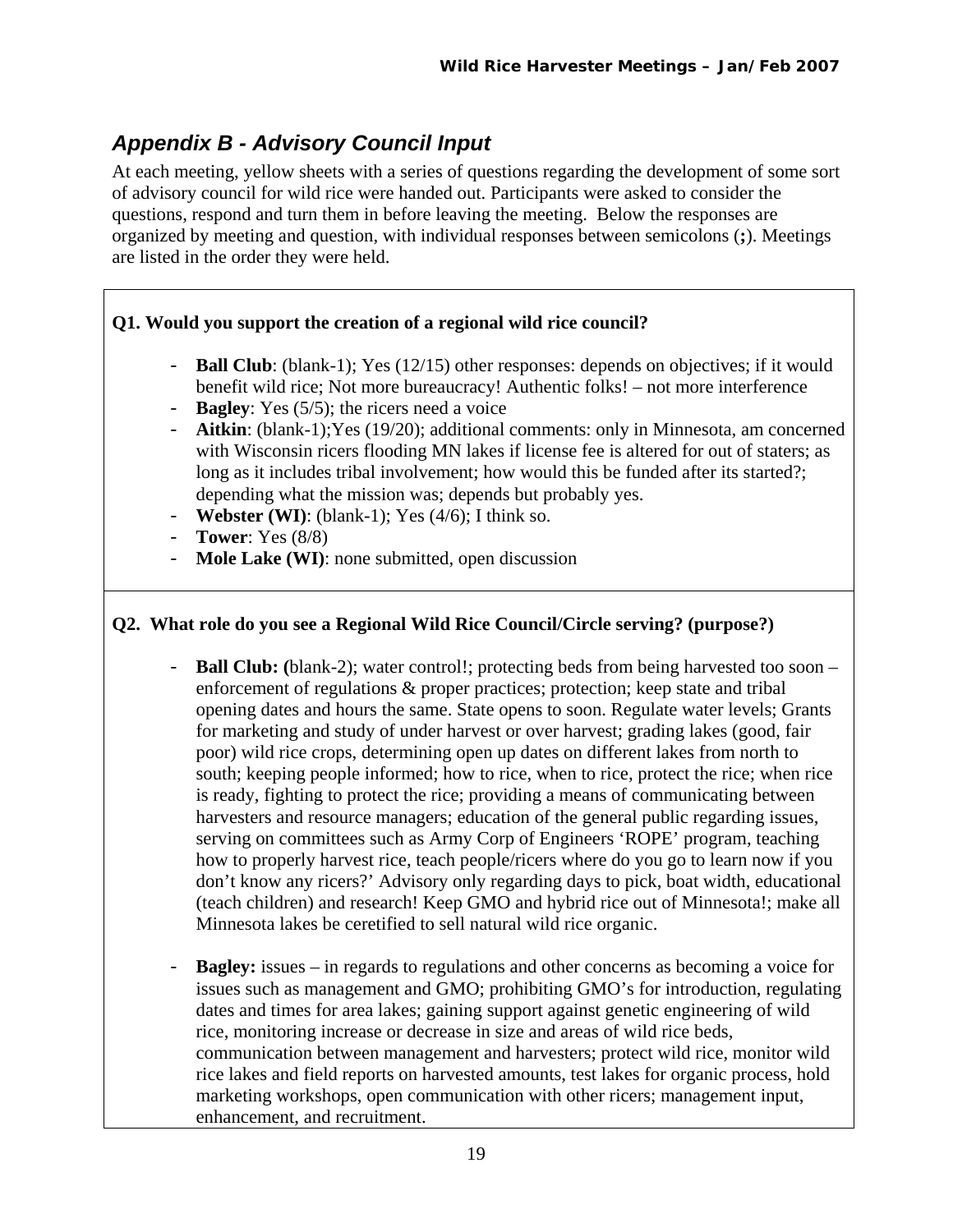## *Appendix B - Advisory Council Input*

At each meeting, yellow sheets with a series of questions regarding the development of some sort of advisory council for wild rice were handed out. Participants were asked to consider the questions, respond and turn them in before leaving the meeting. Below the responses are organized by meeting and question, with individual responses between semicolons (**;**). Meetings are listed in the order they were held.

**Q1. Would you support the creation of a regional wild rice council?**

- **Ball Club**: (blank-1); Yes (12/15) other responses: depends on objectives; if it would benefit wild rice; Not more bureaucracy! Authentic folks! – not more interference
- **Bagley**: Yes (5/5); the ricers need a voice
- **Aitkin**: (blank-1);Yes (19/20); additional comments: only in Minnesota, am concerned with Wisconsin ricers flooding MN lakes if license fee is altered for out of staters; as long as it includes tribal involvement; how would this be funded after its started?; depending what the mission was; depends but probably yes.
- **Webster (WI)**: (blank-1); Yes (4/6); I think so.
- **Tower**: Yes (8/8)
- **Mole Lake (WI)**: none submitted, open discussion

**Q2. What role do you see a Regional Wild Rice Council/Circle serving? (purpose?)**

- **Ball Club: (**blank-2); water control!; protecting beds from being harvested too soon – enforcement of regulations & proper practices; protection; keep state and tribal opening dates and hours the same. State opens to soon. Regulate water levels; Grants for marketing and study of under harvest or over harvest; grading lakes (good, fair poor) wild rice crops, determining open up dates on different lakes from north to south; keeping people informed; how to rice, when to rice, protect the rice; when rice is ready, fighting to protect the rice; providing a means of communicating between harvesters and resource managers; education of the general public regarding issues, serving on committees such as Army Corp of Engineers 'ROPE' program, teaching how to properly harvest rice, teach people/ricers where do you go to learn now if you don't know any ricers?' Advisory only regarding days to pick, boat width, educational (teach children) and research! Keep GMO and hybrid rice out of Minnesota!; make all Minnesota lakes be ceretified to sell natural wild rice organic.

- **Bagley:** issues – in regards to regulations and other concerns as becoming a voice for issues such as management and GMO; prohibiting GMO's for introduction, regulating dates and times for area lakes; gaining support against genetic engineering of wild rice, monitoring increase or decrease in size and areas of wild rice beds, communication between management and harvesters; protect wild rice, monitor wild rice lakes and field reports on harvested amounts, test lakes for organic process, hold marketing workshops, open communication with other ricers; management input, enhancement, and recruitment.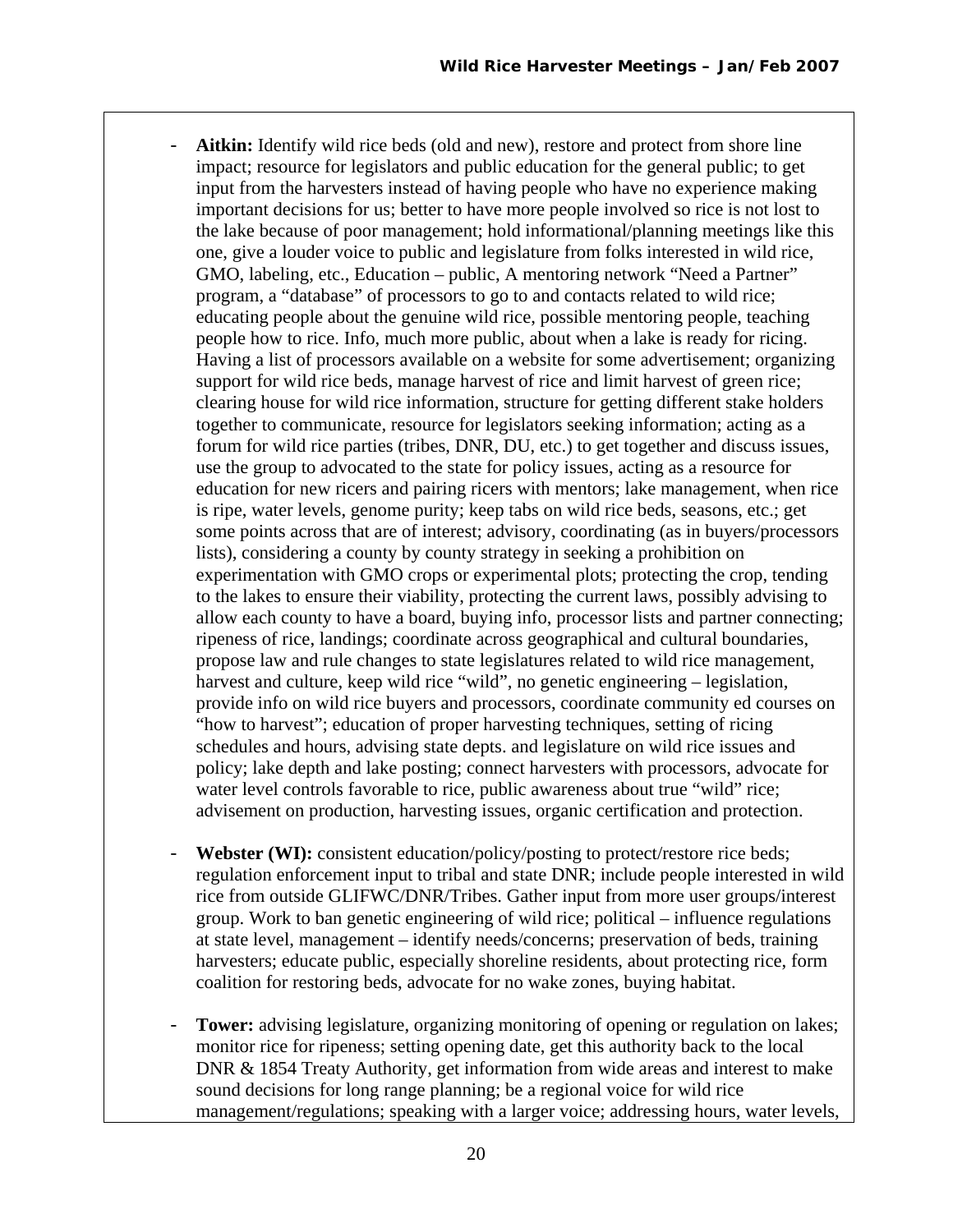- **Aitkin:** Identify wild rice beds (old and new), restore and protect from shore line impact; resource for legislators and public education for the general public; to get input from the harvesters instead of having people who have no experience making important decisions for us; better to have more people involved so rice is not lost to the lake because of poor management; hold informational/planning meetings like this one, give a louder voice to public and legislature from folks interested in wild rice, GMO, labeling, etc., Education – public, A mentoring network "Need a Partner" program, a "database" of processors to go to and contacts related to wild rice; educating people about the genuine wild rice, possible mentoring people, teaching people how to rice. Info, much more public, about when a lake is ready for ricing. Having a list of processors available on a website for some advertisement; organizing support for wild rice beds, manage harvest of rice and limit harvest of green rice; clearing house for wild rice information, structure for getting different stake holders together to communicate, resource for legislators seeking information; acting as a forum for wild rice parties (tribes, DNR, DU, etc.) to get together and discuss issues, use the group to advocated to the state for policy issues, acting as a resource for education for new ricers and pairing ricers with mentors; lake management, when rice is ripe, water levels, genome purity; keep tabs on wild rice beds, seasons, etc.; get some points across that are of interest; advisory, coordinating (as in buyers/processors lists), considering a county by county strategy in seeking a prohibition on experimentation with GMO crops or experimental plots; protecting the crop, tending to the lakes to ensure their viability, protecting the current laws, possibly advising to allow each county to have a board, buying info, processor lists and partner connecting; ripeness of rice, landings; coordinate across geographical and cultural boundaries, propose law and rule changes to state legislatures related to wild rice management, harvest and culture, keep wild rice "wild", no genetic engineering – legislation, provide info on wild rice buyers and processors, coordinate community ed courses on "how to harvest"; education of proper harvesting techniques, setting of ricing schedules and hours, advising state depts. and legislature on wild rice issues and policy; lake depth and lake posting; connect harvesters with processors, advocate for water level controls favorable to rice, public awareness about true "wild" rice; advisement on production, harvesting issues, organic certification and protection.

- **Webster (WI):** consistent education/policy/posting to protect/restore rice beds; regulation enforcement input to tribal and state DNR; include people interested in wild rice from outside GLIFWC/DNR/Tribes. Gather input from more user groups/interest group. Work to ban genetic engineering of wild rice; political – influence regulations at state level, management – identify needs/concerns; preservation of beds, training harvesters; educate public, especially shoreline residents, about protecting rice, form coalition for restoring beds, advocate for no wake zones, buying habitat.

- **Tower:** advising legislature, organizing monitoring of opening or regulation on lakes; monitor rice for ripeness; setting opening date, get this authority back to the local DNR & 1854 Treaty Authority, get information from wide areas and interest to make sound decisions for long range planning; be a regional voice for wild rice management/regulations; speaking with a larger voice; addressing hours, water levels,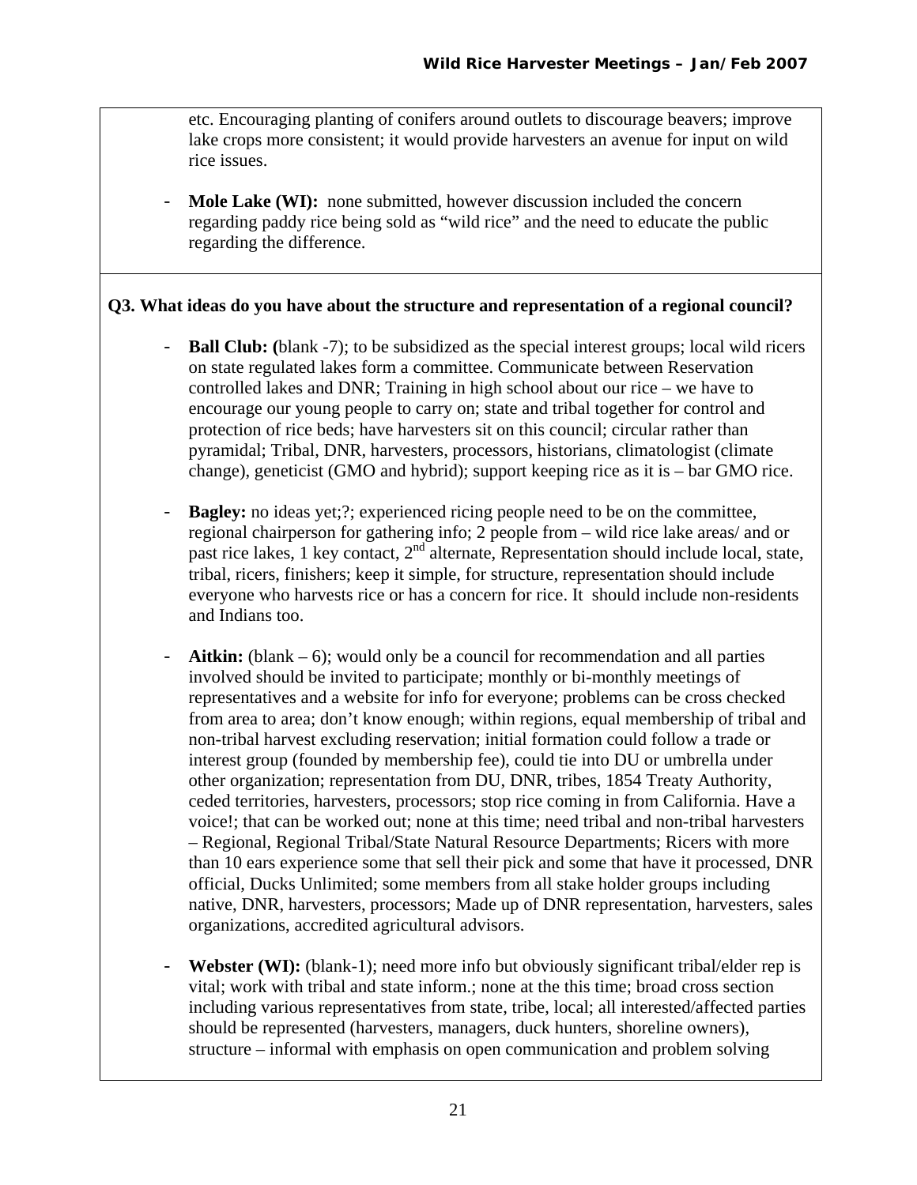etc. Encouraging planting of conifers around outlets to discourage beavers; improve lake crops more consistent; it would provide harvesters an avenue for input on wild rice issues.

- **Mole Lake (WI):** none submitted, however discussion included the concern regarding paddy rice being sold as "wild rice" and the need to educate the public regarding the difference.

**Q3. What ideas do you have about the structure and representation of a regional council?**

- **Ball Club: (**blank -7); to be subsidized as the special interest groups; local wild ricers on state regulated lakes form a committee. Communicate between Reservation controlled lakes and DNR; Training in high school about our rice – we have to encourage our young people to carry on; state and tribal together for control and protection of rice beds; have harvesters sit on this council; circular rather than pyramidal; Tribal, DNR, harvesters, processors, historians, climatologist (climate change), geneticist (GMO and hybrid); support keeping rice as it is – bar GMO rice.

- **Bagley:** no ideas yet;?; experienced ricing people need to be on the committee, regional chairperson for gathering info; 2 people from – wild rice lake areas/ and or past rice lakes, 1 key contact, 2nd alternate, Representation should include local, state, tribal, ricers, finishers; keep it simple, for structure, representation should include everyone who harvests rice or has a concern for rice. It should include non-residents and Indians too.

- **Aitkin:** (blank – 6); would only be a council for recommendation and all parties involved should be invited to participate; monthly or bi-monthly meetings of representatives and a website for info for everyone; problems can be cross checked from area to area; don't know enough; within regions, equal membership of tribal and non-tribal harvest excluding reservation; initial formation could follow a trade or interest group (founded by membership fee), could tie into DU or umbrella under other organization; representation from DU, DNR, tribes, 1854 Treaty Authority, ceded territories, harvesters, processors; stop rice coming in from California. Have a voice!; that can be worked out; none at this time; need tribal and non-tribal harvesters – Regional, Regional Tribal/State Natural Resource Departments; Ricers with more than 10 ears experience some that sell their pick and some that have it processed, DNR official, Ducks Unlimited; some members from all stake holder groups including native, DNR, harvesters, processors; Made up of DNR representation, harvesters, sales organizations, accredited agricultural advisors.

- **Webster (WI):** (blank-1); need more info but obviously significant tribal/elder rep is vital; work with tribal and state inform.; none at the this time; broad cross section including various representatives from state, tribe, local; all interested/affected parties should be represented (harvesters, managers, duck hunters, shoreline owners), structure – informal with emphasis on open communication and problem solving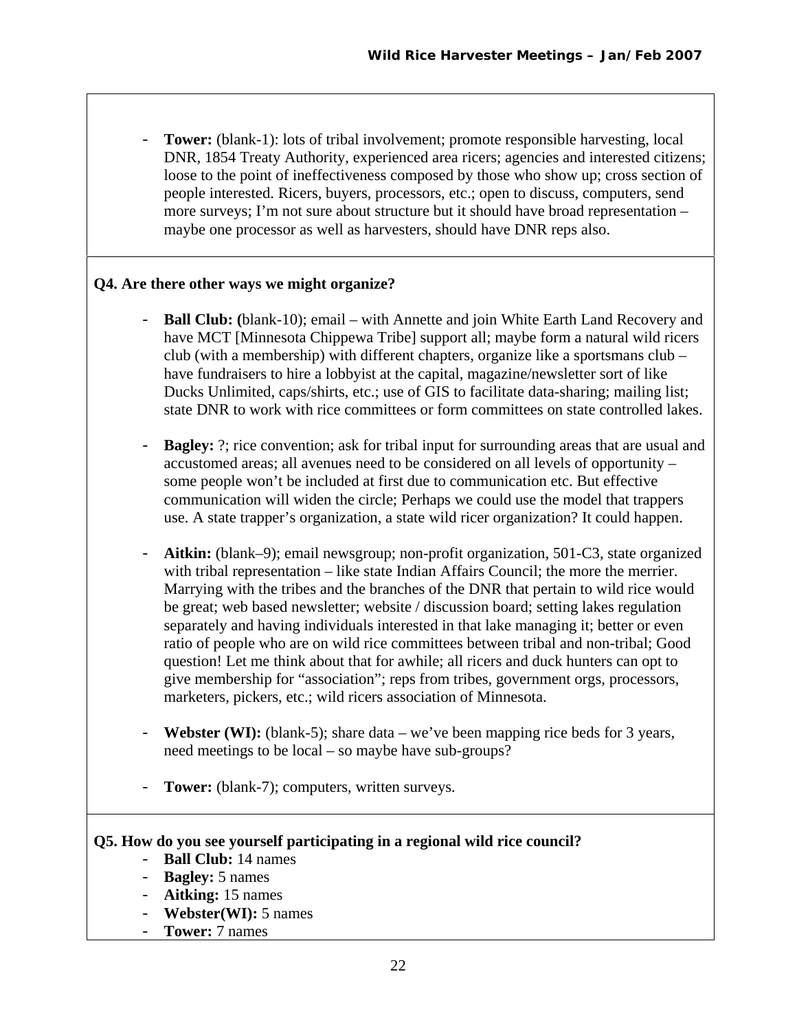- **Tower:** (blank-1): lots of tribal involvement; promote responsible harvesting, local DNR, 1854 Treaty Authority, experienced area ricers; agencies and interested citizens; loose to the point of ineffectiveness composed by those who show up; cross section of people interested. Ricers, buyers, processors, etc.; open to discuss, computers, send more surveys; I'm not sure about structure but it should have broad representation – maybe one processor as well as harvesters, should have DNR reps also.

**Q4. Are there other ways we might organize?**

- **Ball Club: (**blank-10); email – with Annette and join White Earth Land Recovery and have MCT [Minnesota Chippewa Tribe] support all; maybe form a natural wild ricers club (with a membership) with different chapters, organize like a sportsmans club – have fundraisers to hire a lobbyist at the capital, magazine/newsletter sort of like Ducks Unlimited, caps/shirts, etc.; use of GIS to facilitate data-sharing; mailing list; state DNR to work with rice committees or form committees on state controlled lakes.
- **Bagley:** ?; rice convention; ask for tribal input for surrounding areas that are usual and accustomed areas; all avenues need to be considered on all levels of opportunity – some people won't be included at first due to communication etc. But effective communication will widen the circle; Perhaps we could use the model that trappers use. A state trapper's organization, a state wild ricer organization? It could happen.
- **Aitkin:** (blank–9); email newsgroup; non-profit organization, 501-C3, state organized with tribal representation – like state Indian Affairs Council; the more the merrier. Marrying with the tribes and the branches of the DNR that pertain to wild rice would be great; web based newsletter; website / discussion board; setting lakes regulation separately and having individuals interested in that lake managing it; better or even ratio of people who are on wild rice committees between tribal and non-tribal; Good question! Let me think about that for awhile; all ricers and duck hunters can opt to give membership for "association"; reps from tribes, government orgs, processors, marketers, pickers, etc.; wild ricers association of Minnesota.
- **Webster (WI):** (blank-5); share data – we've been mapping rice beds for 3 years, need meetings to be local – so maybe have sub-groups?
- **Tower:** (blank-7); computers, written surveys.

**Q5. How do you see yourself participating in a regional wild rice council?**

- **Ball Club:** 14 names
- **Bagley:** 5 names
- **Aitking:** 15 names
- **Webster(WI):** 5 names
- **Tower:** 7 names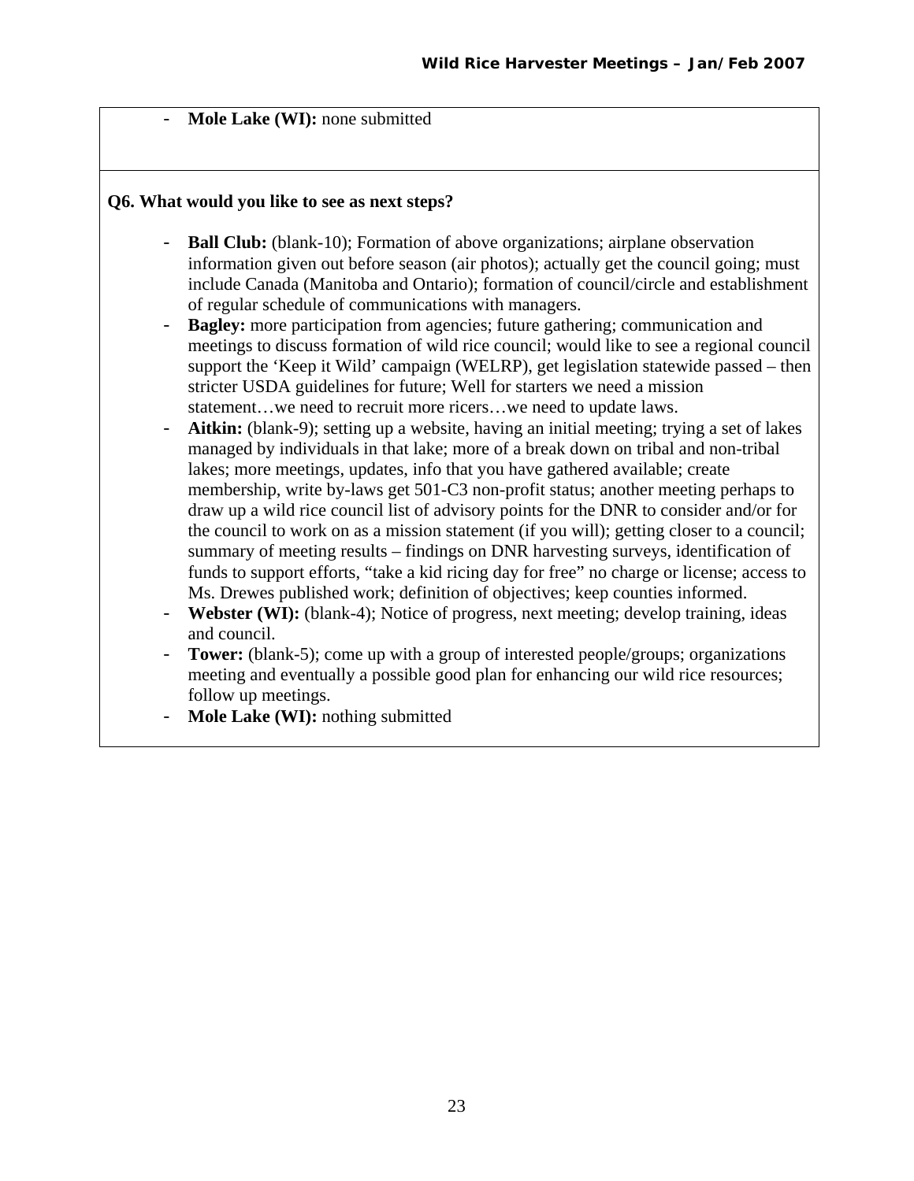- **Mole Lake (WI):** none submitted

**Q6. What would you like to see as next steps?**

- **Ball Club:** (blank-10); Formation of above organizations; airplane observation information given out before season (air photos); actually get the council going; must include Canada (Manitoba and Ontario); formation of council/circle and establishment of regular schedule of communications with managers.
- **Bagley:** more participation from agencies; future gathering; communication and meetings to discuss formation of wild rice council; would like to see a regional council support the 'Keep it Wild' campaign (WELRP), get legislation statewide passed – then stricter USDA guidelines for future; Well for starters we need a mission statement…we need to recruit more ricers…we need to update laws.
- **Aitkin:** (blank-9); setting up a website, having an initial meeting; trying a set of lakes managed by individuals in that lake; more of a break down on tribal and non-tribal lakes; more meetings, updates, info that you have gathered available; create membership, write by-laws get 501-C3 non-profit status; another meeting perhaps to draw up a wild rice council list of advisory points for the DNR to consider and/or for the council to work on as a mission statement (if you will); getting closer to a council; summary of meeting results – findings on DNR harvesting surveys, identification of funds to support efforts, "take a kid ricing day for free" no charge or license; access to Ms. Drewes published work; definition of objectives; keep counties informed.
- **Webster (WI):** (blank-4); Notice of progress, next meeting; develop training, ideas and council.
- **Tower:** (blank-5); come up with a group of interested people/groups; organizations meeting and eventually a possible good plan for enhancing our wild rice resources; follow up meetings.
- **Mole Lake (WI):** nothing submitted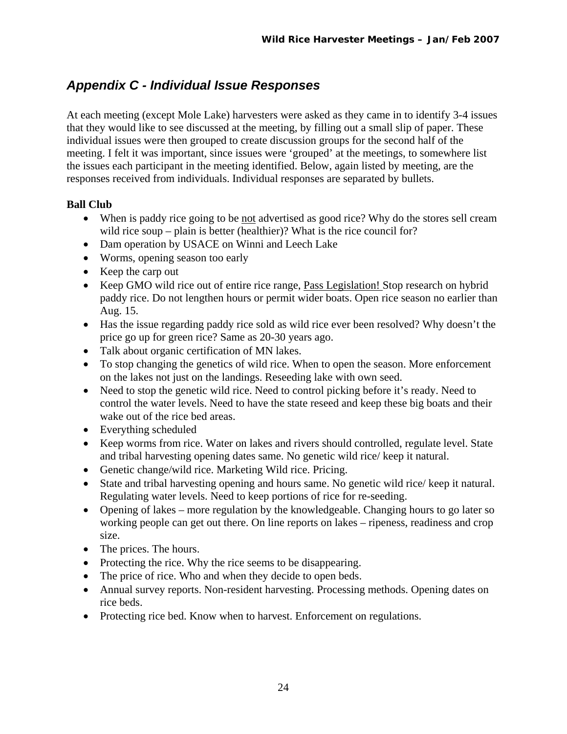## *Appendix C - Individual Issue Responses*

At each meeting (except Mole Lake) harvesters were asked as they came in to identify 3-4 issues that they would like to see discussed at the meeting, by filling out a small slip of paper. These individual issues were then grouped to create discussion groups for the second half of the meeting. I felt it was important, since issues were 'grouped' at the meetings, to somewhere list the issues each participant in the meeting identified. Below, again listed by meeting, are the responses received from individuals. Individual responses are separated by bullets.

**Ball Club**

- When is paddy rice going to be <u>not</u> advertised as good rice? Why do the stores sell cream wild rice soup – plain is better (healthier)? What is the rice council for?
- Dam operation by USACE on Winni and Leech Lake
- Worms, opening season too early
- Keep the carp out
- Keep GMO wild rice out of entire rice range, <u>Pass Legislation!</u> Stop research on hybrid paddy rice. Do not lengthen hours or permit wider boats. Open rice season no earlier than Aug. 15.
- Has the issue regarding paddy rice sold as wild rice ever been resolved? Why doesn't the price go up for green rice? Same as 20-30 years ago.
- Talk about organic certification of MN lakes.
- To stop changing the genetics of wild rice. When to open the season. More enforcement on the lakes not just on the landings. Reseeding lake with own seed.
- Need to stop the genetic wild rice. Need to control picking before it's ready. Need to control the water levels. Need to have the state reseed and keep these big boats and their wake out of the rice bed areas.
- Everything scheduled
- Keep worms from rice. Water on lakes and rivers should controlled, regulate level. State and tribal harvesting opening dates same. No genetic wild rice/ keep it natural.
- Genetic change/wild rice. Marketing Wild rice. Pricing.
- State and tribal harvesting opening and hours same. No genetic wild rice/ keep it natural. Regulating water levels. Need to keep portions of rice for re-seeding.
- Opening of lakes – more regulation by the knowledgeable. Changing hours to go later so working people can get out there. On line reports on lakes – ripeness, readiness and crop size.
- The prices. The hours.
- Protecting the rice. Why the rice seems to be disappearing.
- The price of rice. Who and when they decide to open beds.
- Annual survey reports. Non-resident harvesting. Processing methods. Opening dates on rice beds.
- Protecting rice bed. Know when to harvest. Enforcement on regulations.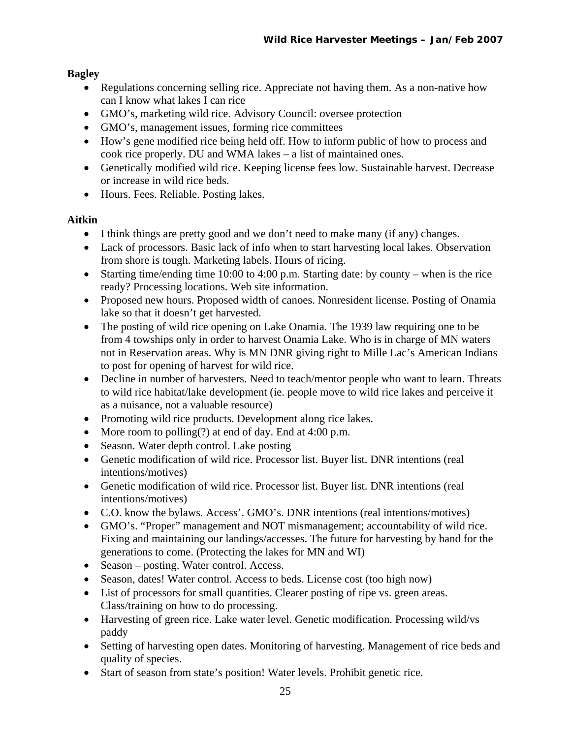**Bagley**

- Regulations concerning selling rice. Appreciate not having them. As a non-native how can I know what lakes I can rice
- GMO's, marketing wild rice. Advisory Council: oversee protection
- GMO's, management issues, forming rice committees
- How's gene modified rice being held off. How to inform public of how to process and cook rice properly. DU and WMA lakes – a list of maintained ones.
- Genetically modified wild rice. Keeping license fees low. Sustainable harvest. Decrease or increase in wild rice beds.
- Hours. Fees. Reliable. Posting lakes.

**Aitkin**

- I think things are pretty good and we don't need to make many (if any) changes.
- Lack of processors. Basic lack of info when to start harvesting local lakes. Observation from shore is tough. Marketing labels. Hours of ricing.
- Starting time/ending time 10:00 to 4:00 p.m. Starting date: by county – when is the rice ready? Processing locations. Web site information.
- Proposed new hours. Proposed width of canoes. Nonresident license. Posting of Onamia lake so that it doesn't get harvested.
- The posting of wild rice opening on Lake Onamia. The 1939 law requiring one to be from 4 towships only in order to harvest Onamia Lake. Who is in charge of MN waters not in Reservation areas. Why is MN DNR giving right to Mille Lac's American Indians to post for opening of harvest for wild rice.
- Decline in number of harvesters. Need to teach/mentor people who want to learn. Threats to wild rice habitat/lake development (ie. people move to wild rice lakes and perceive it as a nuisance, not a valuable resource)
- Promoting wild rice products. Development along rice lakes.
- More room to polling(?) at end of day. End at 4:00 p.m.
- Season. Water depth control. Lake posting
- Genetic modification of wild rice. Processor list. Buyer list. DNR intentions (real intentions/motives)
- Genetic modification of wild rice. Processor list. Buyer list. DNR intentions (real intentions/motives)
- C.O. know the bylaws. Access'. GMO's. DNR intentions (real intentions/motives)
- GMO's. "Proper" management and NOT mismanagement; accountability of wild rice. Fixing and maintaining our landings/accesses. The future for harvesting by hand for the generations to come. (Protecting the lakes for MN and WI)
- Season – posting. Water control. Access.
- Season, dates! Water control. Access to beds. License cost (too high now)
- List of processors for small quantities. Clearer posting of ripe vs. green areas. Class/training on how to do processing.
- Harvesting of green rice. Lake water level. Genetic modification. Processing wild/vs paddy
- Setting of harvesting open dates. Monitoring of harvesting. Management of rice beds and quality of species.
- Start of season from state's position! Water levels. Prohibit genetic rice.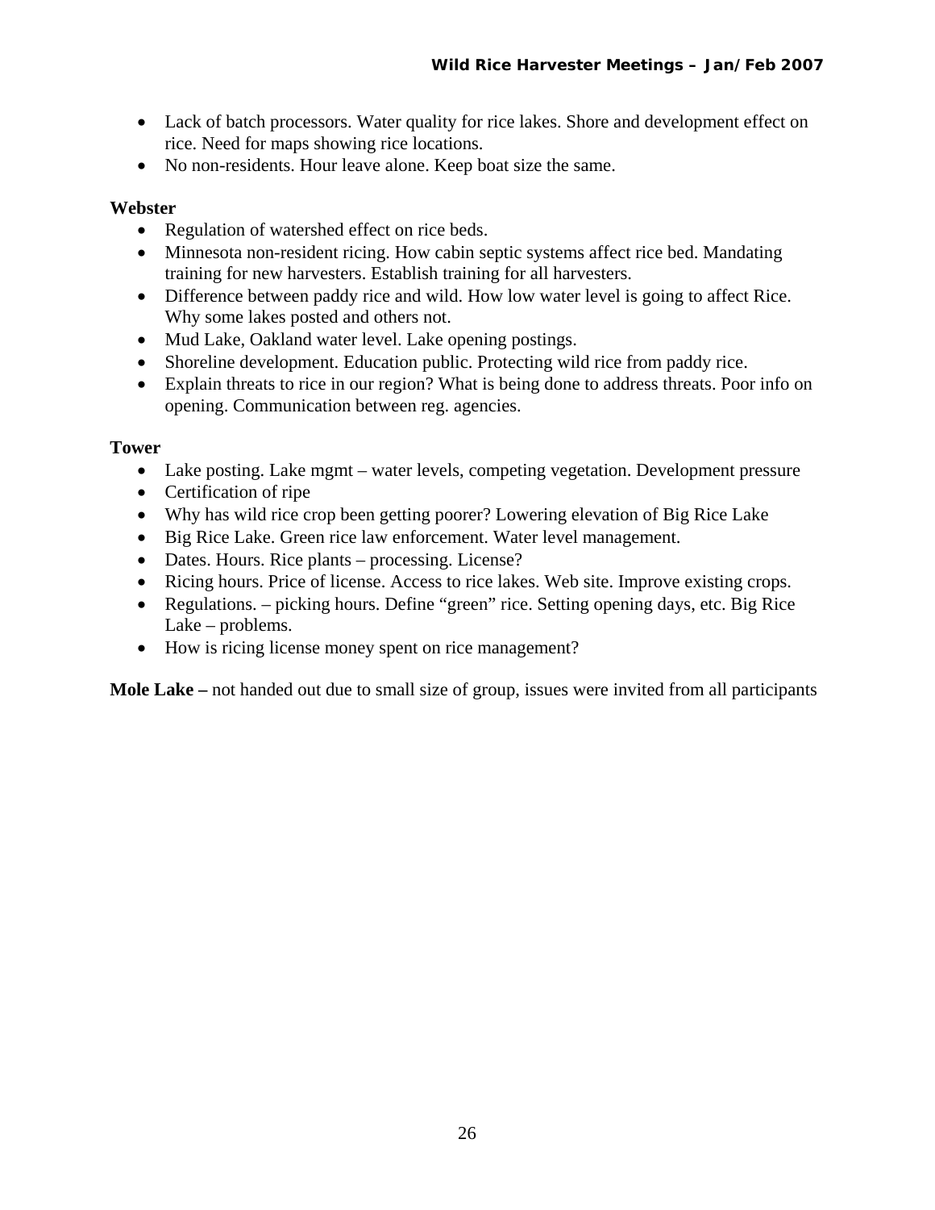- Lack of batch processors. Water quality for rice lakes. Shore and development effect on rice. Need for maps showing rice locations.
- No non-residents. Hour leave alone. Keep boat size the same.

**Webster**

- Regulation of watershed effect on rice beds.
- Minnesota non-resident ricing. How cabin septic systems affect rice bed. Mandating training for new harvesters. Establish training for all harvesters.
- Difference between paddy rice and wild. How low water level is going to affect Rice. Why some lakes posted and others not.
- Mud Lake, Oakland water level. Lake opening postings.
- Shoreline development. Education public. Protecting wild rice from paddy rice.
- Explain threats to rice in our region? What is being done to address threats. Poor info on opening. Communication between reg. agencies.

**Tower**

- Lake posting. Lake mgmt – water levels, competing vegetation. Development pressure
- Certification of ripe
- Why has wild rice crop been getting poorer? Lowering elevation of Big Rice Lake
- Big Rice Lake. Green rice law enforcement. Water level management.
- Dates. Hours. Rice plants – processing. License?
- Ricing hours. Price of license. Access to rice lakes. Web site. Improve existing crops.
- Regulations. – picking hours. Define "green" rice. Setting opening days, etc. Big Rice Lake – problems.
- How is ricing license money spent on rice management?

**Mole Lake –** not handed out due to small size of group, issues were invited from all participants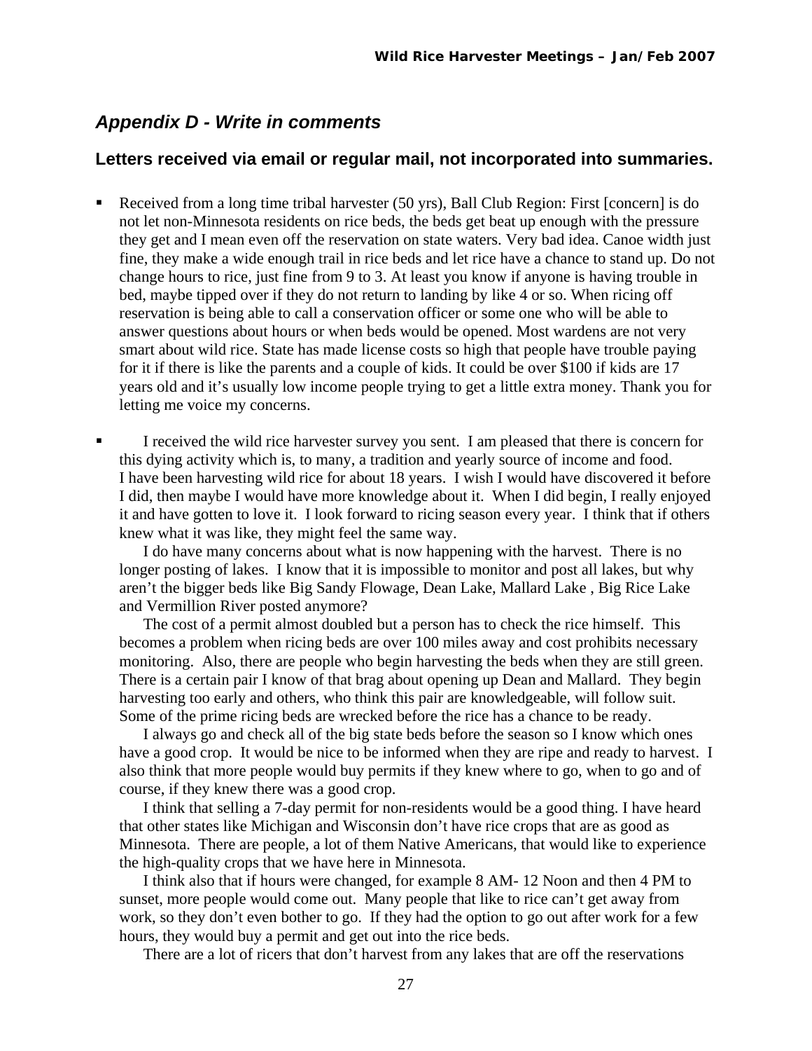## *Appendix D - Write in comments*

### Letters received via email or regular mail, not incorporated into summaries.

- Received from a long time tribal harvester (50 yrs), Ball Club Region: First [concern] is do not let non-Minnesota residents on rice beds, the beds get beat up enough with the pressure they get and I mean even off the reservation on state waters. Very bad idea. Canoe width just fine, they make a wide enough trail in rice beds and let rice have a chance to stand up. Do not change hours to rice, just fine from 9 to 3. At least you know if anyone is having trouble in bed, maybe tipped over if they do not return to landing by like 4 or so. When ricing off reservation is being able to call a conservation officer or some one who will be able to answer questions about hours or when beds would be opened. Most wardens are not very smart about wild rice. State has made license costs so high that people have trouble paying for it if there is like the parents and a couple of kids. It could be over $100 if kids are 17 years old and it's usually low income people trying to get a little extra money. Thank you for letting me voice my concerns.

- I received the wild rice harvester survey you sent. I am pleased that there is concern for this dying activity which is, to many, a tradition and yearly source of income and food. I have been harvesting wild rice for about 18 years. I wish I would have discovered it before I did, then maybe I would have more knowledge about it. When I did begin, I really enjoyed it and have gotten to love it. I look forward to ricing season every year. I think that if others knew what it was like, they might feel the same way.

  I do have many concerns about what is now happening with the harvest. There is no longer posting of lakes. I know that it is impossible to monitor and post all lakes, but why aren't the bigger beds like Big Sandy Flowage, Dean Lake, Mallard Lake , Big Rice Lake and Vermillion River posted anymore?

  The cost of a permit almost doubled but a person has to check the rice himself. This becomes a problem when ricing beds are over 100 miles away and cost prohibits necessary monitoring. Also, there are people who begin harvesting the beds when they are still green. There is a certain pair I know of that brag about opening up Dean and Mallard. They begin harvesting too early and others, who think this pair are knowledgeable, will follow suit. Some of the prime ricing beds are wrecked before the rice has a chance to be ready.

  I always go and check all of the big state beds before the season so I know which ones have a good crop. It would be nice to be informed when they are ripe and ready to harvest. I also think that more people would buy permits if they knew where to go, when to go and of course, if they knew there was a good crop.

  I think that selling a 7-day permit for non-residents would be a good thing. I have heard that other states like Michigan and Wisconsin don't have rice crops that are as good as Minnesota. There are people, a lot of them Native Americans, that would like to experience the high-quality crops that we have here in Minnesota.

  I think also that if hours were changed, for example 8 AM- 12 Noon and then 4 PM to sunset, more people would come out. Many people that like to rice can't get away from work, so they don't even bother to go. If they had the option to go out after work for a few hours, they would buy a permit and get out into the rice beds.

  There are a lot of ricers that don't harvest from any lakes that are off the reservations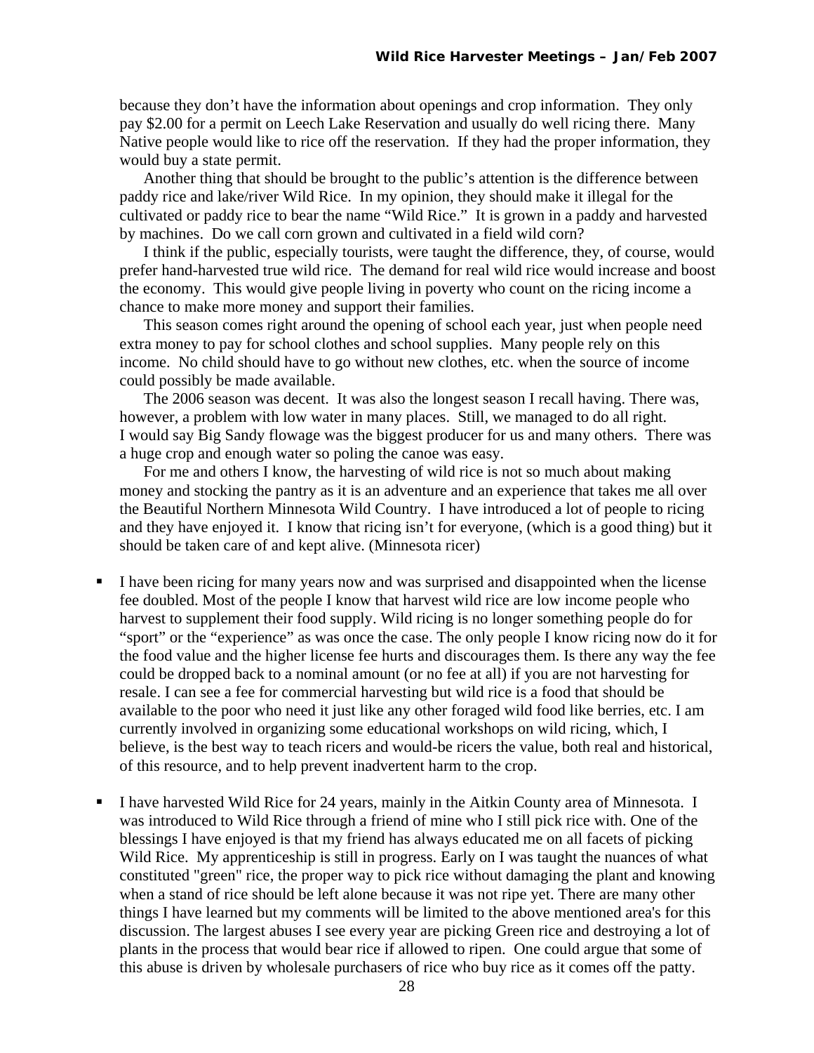because they don't have the information about openings and crop information. They only pay $2.00 for a permit on Leech Lake Reservation and usually do well ricing there. Many Native people would like to rice off the reservation. If they had the proper information, they would buy a state permit.

Another thing that should be brought to the public's attention is the difference between paddy rice and lake/river Wild Rice. In my opinion, they should make it illegal for the cultivated or paddy rice to bear the name "Wild Rice." It is grown in a paddy and harvested by machines. Do we call corn grown and cultivated in a field wild corn?

I think if the public, especially tourists, were taught the difference, they, of course, would prefer hand-harvested true wild rice. The demand for real wild rice would increase and boost the economy. This would give people living in poverty who count on the ricing income a chance to make more money and support their families.

This season comes right around the opening of school each year, just when people need extra money to pay for school clothes and school supplies. Many people rely on this income. No child should have to go without new clothes, etc. when the source of income could possibly be made available.

The 2006 season was decent. It was also the longest season I recall having. There was, however, a problem with low water in many places. Still, we managed to do all right. I would say Big Sandy flowage was the biggest producer for us and many others. There was a huge crop and enough water so poling the canoe was easy.

For me and others I know, the harvesting of wild rice is not so much about making money and stocking the pantry as it is an adventure and an experience that takes me all over the Beautiful Northern Minnesota Wild Country. I have introduced a lot of people to ricing and they have enjoyed it. I know that ricing isn't for everyone, (which is a good thing) but it should be taken care of and kept alive. (Minnesota ricer)

- I have been ricing for many years now and was surprised and disappointed when the license fee doubled. Most of the people I know that harvest wild rice are low income people who harvest to supplement their food supply. Wild ricing is no longer something people do for "sport" or the "experience" as was once the case. The only people I know ricing now do it for the food value and the higher license fee hurts and discourages them. Is there any way the fee could be dropped back to a nominal amount (or no fee at all) if you are not harvesting for resale. I can see a fee for commercial harvesting but wild rice is a food that should be available to the poor who need it just like any other foraged wild food like berries, etc. I am currently involved in organizing some educational workshops on wild ricing, which, I believe, is the best way to teach ricers and would-be ricers the value, both real and historical, of this resource, and to help prevent inadvertent harm to the crop.

- I have harvested Wild Rice for 24 years, mainly in the Aitkin County area of Minnesota. I was introduced to Wild Rice through a friend of mine who I still pick rice with. One of the blessings I have enjoyed is that my friend has always educated me on all facets of picking Wild Rice. My apprenticeship is still in progress. Early on I was taught the nuances of what constituted "green" rice, the proper way to pick rice without damaging the plant and knowing when a stand of rice should be left alone because it was not ripe yet. There are many other things I have learned but my comments will be limited to the above mentioned area's for this discussion. The largest abuses I see every year are picking Green rice and destroying a lot of plants in the process that would bear rice if allowed to ripen. One could argue that some of this abuse is driven by wholesale purchasers of rice who buy rice as it comes off the patty.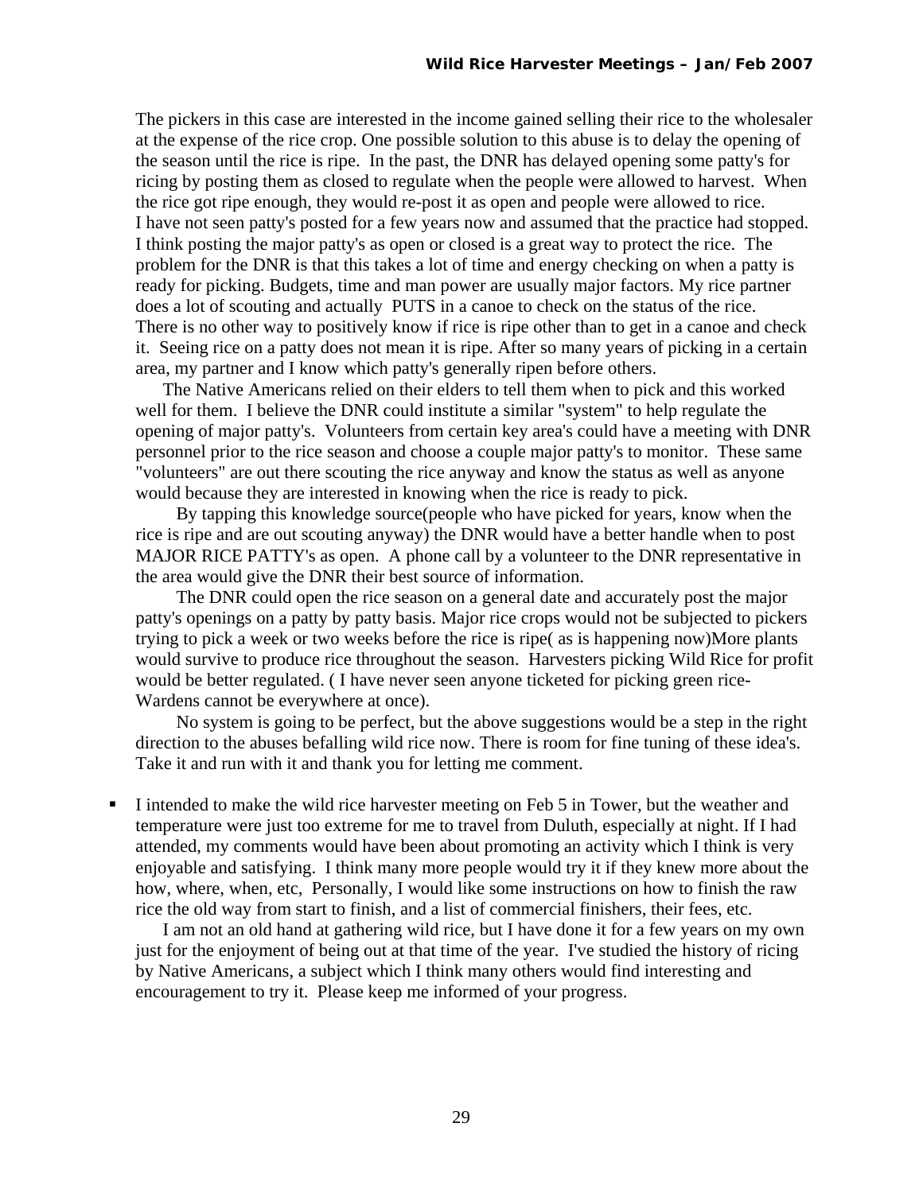The pickers in this case are interested in the income gained selling their rice to the wholesaler at the expense of the rice crop. One possible solution to this abuse is to delay the opening of the season until the rice is ripe. In the past, the DNR has delayed opening some patty's for ricing by posting them as closed to regulate when the people were allowed to harvest. When the rice got ripe enough, they would re-post it as open and people were allowed to rice. I have not seen patty's posted for a few years now and assumed that the practice had stopped. I think posting the major patty's as open or closed is a great way to protect the rice. The problem for the DNR is that this takes a lot of time and energy checking on when a patty is ready for picking. Budgets, time and man power are usually major factors. My rice partner does a lot of scouting and actually PUTS in a canoe to check on the status of the rice. There is no other way to positively know if rice is ripe other than to get in a canoe and check it. Seeing rice on a patty does not mean it is ripe. After so many years of picking in a certain area, my partner and I know which patty's generally ripen before others.

The Native Americans relied on their elders to tell them when to pick and this worked well for them. I believe the DNR could institute a similar "system" to help regulate the opening of major patty's. Volunteers from certain key area's could have a meeting with DNR personnel prior to the rice season and choose a couple major patty's to monitor. These same "volunteers" are out there scouting the rice anyway and know the status as well as anyone would because they are interested in knowing when the rice is ready to pick.

By tapping this knowledge source(people who have picked for years, know when the rice is ripe and are out scouting anyway) the DNR would have a better handle when to post MAJOR RICE PATTY's as open. A phone call by a volunteer to the DNR representative in the area would give the DNR their best source of information.

The DNR could open the rice season on a general date and accurately post the major patty's openings on a patty by patty basis. Major rice crops would not be subjected to pickers trying to pick a week or two weeks before the rice is ripe( as is happening now)More plants would survive to produce rice throughout the season. Harvesters picking Wild Rice for profit would be better regulated. ( I have never seen anyone ticketed for picking green rice- Wardens cannot be everywhere at once).

No system is going to be perfect, but the above suggestions would be a step in the right direction to the abuses befalling wild rice now. There is room for fine tuning of these idea's. Take it and run with it and thank you for letting me comment.

- I intended to make the wild rice harvester meeting on Feb 5 in Tower, but the weather and temperature were just too extreme for me to travel from Duluth, especially at night. If I had attended, my comments would have been about promoting an activity which I think is very enjoyable and satisfying. I think many more people would try it if they knew more about the how, where, when, etc, Personally, I would like some instructions on how to finish the raw rice the old way from start to finish, and a list of commercial finishers, their fees, etc.

  I am not an old hand at gathering wild rice, but I have done it for a few years on my own just for the enjoyment of being out at that time of the year. I've studied the history of ricing by Native Americans, a subject which I think many others would find interesting and encouragement to try it. Please keep me informed of your progress.